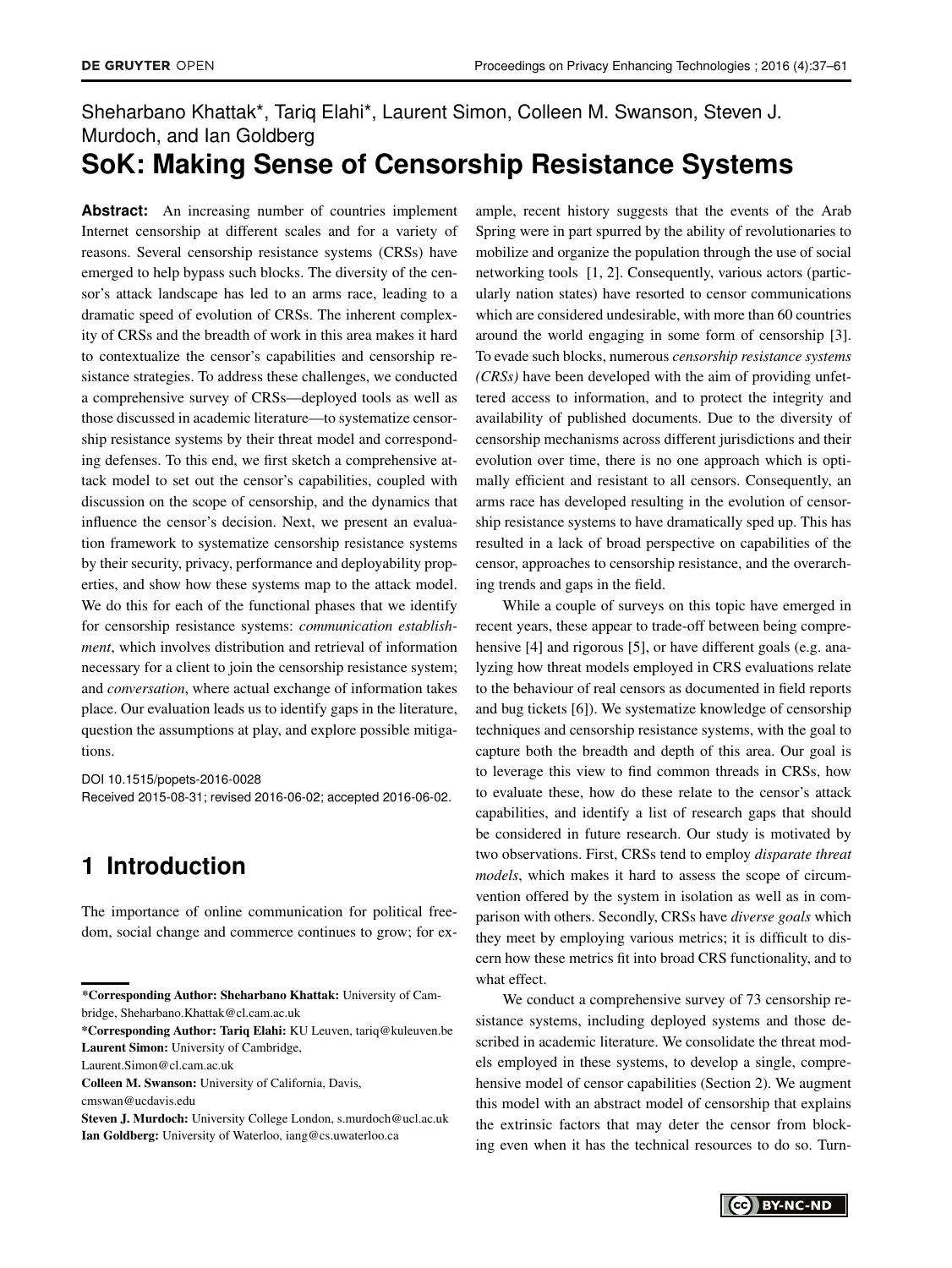Sheharbano Khattak*, Tariq Elahi*, Laurent Simon, Colleen M. Swanson, Steven J. Murdoch, and Ian Goldberg

# SoK: Making Sense of Censorship Resistance Systems

**Abstract:** An increasing number of countries implement Internet censorship at different scales and for a variety of reasons. Several censorship resistance systems (CRSs) have emerged to help bypass such blocks. The diversity of the censor's attack landscape has led to an arms race, leading to a dramatic speed of evolution of CRSs. The inherent complexity of CRSs and the breadth of work in this area makes it hard to contextualize the censor's capabilities and censorship resistance strategies. To address these challenges, we conducted a comprehensive survey of CRSs—deployed tools as well as those discussed in academic literature—to systematize censorship resistance systems by their threat model and corresponding defenses. To this end, we first sketch a comprehensive attack model to set out the censor's capabilities, coupled with discussion on the scope of censorship, and the dynamics that influence the censor's decision. Next, we present an evaluation framework to systematize censorship resistance systems by their security, privacy, performance and deployability properties, and show how these systems map to the attack model. We do this for each of the functional phases that we identify for censorship resistance systems: *communication establishment*, which involves distribution and retrieval of information necessary for a client to join the censorship resistance system; and *conversation*, where actual exchange of information takes place. Our evaluation leads us to identify gaps in the literature, question the assumptions at play, and explore possible mitigations.

DOI 10.1515/popets-2016-0028
Received 2015-08-31; revised 2016-06-02; accepted 2016-06-02.

## 1 Introduction

The importance of online communication for political freedom, social change and commerce continues to grow; for example, recent history suggests that the events of the Arab Spring were in part spurred by the ability of revolutionaries to mobilize and organize the population through the use of social networking tools [1, 2]. Consequently, various actors (particularly nation states) have resorted to censor communications which are considered undesirable, with more than 60 countries around the world engaging in some form of censorship [3]. To evade such blocks, numerous *censorship resistance systems (CRSs)* have been developed with the aim of providing unfettered access to information, and to protect the integrity and availability of published documents. Due to the diversity of censorship mechanisms across different jurisdictions and their evolution over time, there is no one approach which is optimally efficient and resistant to all censors. Consequently, an arms race has developed resulting in the evolution of censorship resistance systems to have dramatically sped up. This has resulted in a lack of broad perspective on capabilities of the censor, approaches to censorship resistance, and the overarching trends and gaps in the field.

While a couple of surveys on this topic have emerged in recent years, these appear to trade-off between being comprehensive [4] and rigorous [5], or have different goals (e.g. analyzing how threat models employed in CRS evaluations relate to the behaviour of real censors as documented in field reports and bug tickets [6]). We systematize knowledge of censorship techniques and censorship resistance systems, with the goal to capture both the breadth and depth of this area. Our goal is to leverage this view to find common threads in CRSs, how to evaluate these, how do these relate to the censor's attack capabilities, and identify a list of research gaps that should be considered in future research. Our study is motivated by two observations. First, CRSs tend to employ *disparate threat models*, which makes it hard to assess the scope of circumvention offered by the system in isolation as well as in comparison with others. Secondly, CRSs have *diverse goals* which they meet by employing various metrics; it is difficult to discern how these metrics fit into broad CRS functionality, and to what effect.

We conduct a comprehensive survey of 73 censorship resistance systems, including deployed systems and those described in academic literature. We consolidate the threat models employed in these systems, to develop a single, comprehensive model of censor capabilities (Section 2). We augment this model with an abstract model of censorship that explains the extrinsic factors that may deter the censor from blocking even when it has the technical resources to do so. Turn-

**\*Corresponding Author: Sheharbano Khattak:** University of Cambridge, Sheharbano.Khattak@cl.cam.ac.uk
**\*Corresponding Author: Tariq Elahi:** KU Leuven, tariq@kuleuven.be
**Laurent Simon:** University of Cambridge, Laurent.Simon@cl.cam.ac.uk
**Colleen M. Swanson:** University of California, Davis, cmswan@ucdavis.edu
**Steven J. Murdoch:** University College London, s.murdoch@ucl.ac.uk
**Ian Goldberg:** University of Waterloo, iang@cs.uwaterloo.ca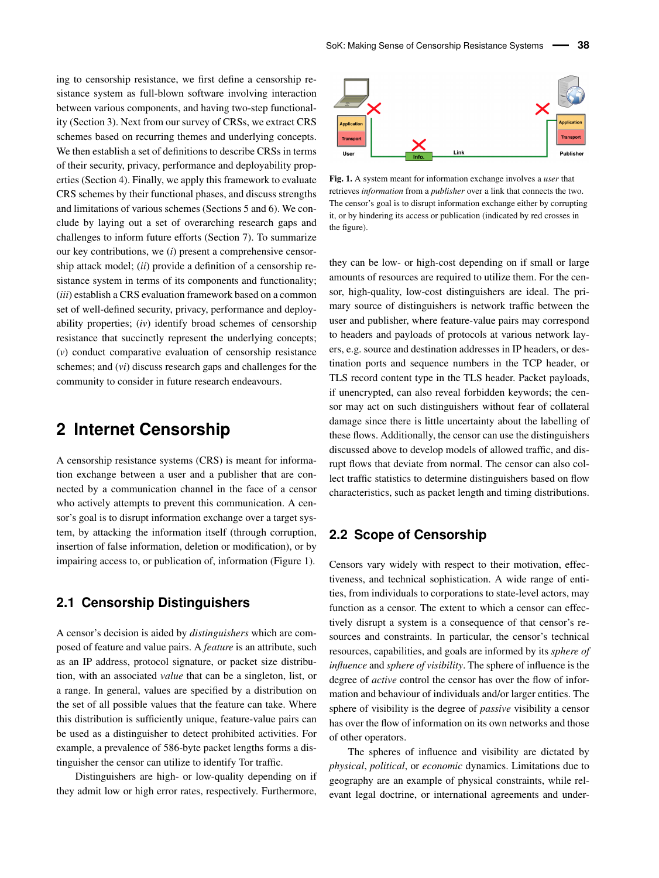ing to censorship resistance, we first define a censorship resistance system as full-blown software involving interaction between various components, and having two-step functionality (Section 3). Next from our survey of CRSs, we extract CRS schemes based on recurring themes and underlying concepts. We then establish a set of definitions to describe CRSs in terms of their security, privacy, performance and deployability properties (Section 4). Finally, we apply this framework to evaluate CRS schemes by their functional phases, and discuss strengths and limitations of various schemes (Sections 5 and 6). We conclude by laying out a set of overarching research gaps and challenges to inform future efforts (Section 7). To summarize our key contributions, we (*i*) present a comprehensive censorship attack model; (*ii*) provide a definition of a censorship resistance system in terms of its components and functionality; (*iii*) establish a CRS evaluation framework based on a common set of well-defined security, privacy, performance and deployability properties; (*iv*) identify broad schemes of censorship resistance that succinctly represent the underlying concepts; (*v*) conduct comparative evaluation of censorship resistance schemes; and (*vi*) discuss research gaps and challenges for the community to consider in future research endeavours.

# 2 Internet Censorship

A censorship resistance systems (CRS) is meant for information exchange between a user and a publisher that are connected by a communication channel in the face of a censor who actively attempts to prevent this communication. A censor's goal is to disrupt information exchange over a target system, by attacking the information itself (through corruption, insertion of false information, deletion or modification), or by impairing access to, or publication of, information (Figure 1).

Application
Transport
User
Info.
Link
Application
Transport
Publisher

**Fig. 1.** A system meant for information exchange involves a *user* that retrieves *information* from a *publisher* over a link that connects the two. The censor's goal is to disrupt information exchange either by corrupting it, or by hindering its access or publication (indicated by red crosses in the figure).

## 2.1 Censorship Distinguishers

A censor's decision is aided by *distinguishers* which are composed of feature and value pairs. A *feature* is an attribute, such as an IP address, protocol signature, or packet size distribution, with an associated *value* that can be a singleton, list, or a range. In general, values are specified by a distribution on the set of all possible values that the feature can take. Where this distribution is sufficiently unique, feature-value pairs can be used as a distinguisher to detect prohibited activities. For example, a prevalence of 586-byte packet lengths forms a distinguisher the censor can utilize to identify Tor traffic.

Distinguishers are high- or low-quality depending on if they admit low or high error rates, respectively. Furthermore, they can be low- or high-cost depending on if small or large amounts of resources are required to utilize them. For the censor, high-quality, low-cost distinguishers are ideal. The primary source of distinguishers is network traffic between the user and publisher, where feature-value pairs may correspond to headers and payloads of protocols at various network layers, e.g. source and destination addresses in IP headers, or destination ports and sequence numbers in the TCP header, or TLS record content type in the TLS header. Packet payloads, if unencrypted, can also reveal forbidden keywords; the censor may act on such distinguishers without fear of collateral damage since there is little uncertainty about the labelling of these flows. Additionally, the censor can use the distinguishers discussed above to develop models of allowed traffic, and disrupt flows that deviate from normal. The censor can also collect traffic statistics to determine distinguishers based on flow characteristics, such as packet length and timing distributions.

## 2.2 Scope of Censorship

Censors vary widely with respect to their motivation, effectiveness, and technical sophistication. A wide range of entities, from individuals to corporations to state-level actors, may function as a censor. The extent to which a censor can effectively disrupt a system is a consequence of that censor's resources and constraints. In particular, the censor's technical resources, capabilities, and goals are informed by its *sphere of influence* and *sphere of visibility*. The sphere of influence is the degree of *active* control the censor has over the flow of information and behaviour of individuals and/or larger entities. The sphere of visibility is the degree of *passive* visibility a censor has over the flow of information on its own networks and those of other operators.

The spheres of influence and visibility are dictated by *physical*, *political*, or *economic* dynamics. Limitations due to geography are an example of physical constraints, while relevant legal doctrine, or international agreements and under-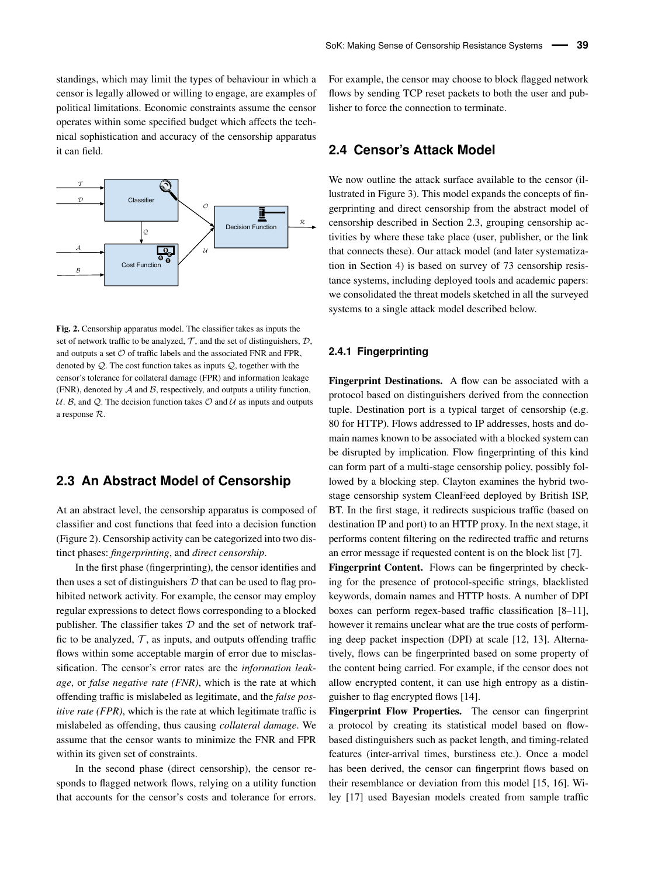standings, which may limit the types of behaviour in which a censor is legally allowed or willing to engage, are examples of political limitations. Economic constraints assume the censor operates within some specified budget which affects the technical sophistication and accuracy of the censorship apparatus it can field.

$\mathcal{T}$

$\mathcal{D}$

Classifier

$\mathcal{Q}$

$\mathcal{A}$

$\mathcal{B}$

Cost Function

$\mathcal{O}$

$\mathcal{U}$

Decision Function

$\mathcal{R}$

**Fig. 2.** Censorship apparatus model. The classifier takes as inputs the set of network traffic to be analyzed, $\mathcal{T}$, and the set of distinguishers, $\mathcal{D}$, and outputs a set $\mathcal{O}$ of traffic labels and the associated FNR and FPR, denoted by $\mathcal{Q}$. The cost function takes as inputs $\mathcal{Q}$, together with the censor's tolerance for collateral damage (FPR) and information leakage (FNR), denoted by $\mathcal{A}$ and $\mathcal{B}$, respectively, and outputs a utility function, $\mathcal{U}$. $\mathcal{B}$, and $\mathcal{Q}$. The decision function takes $\mathcal{O}$ and $\mathcal{U}$ as inputs and outputs a response $\mathcal{R}$.

## 2.3 An Abstract Model of Censorship

At an abstract level, the censorship apparatus is composed of classifier and cost functions that feed into a decision function (Figure 2). Censorship activity can be categorized into two distinct phases: *fingerprinting*, and *direct censorship*.

In the first phase (fingerprinting), the censor identifies and then uses a set of distinguishers $\mathcal{D}$ that can be used to flag prohibited network activity. For example, the censor may employ regular expressions to detect flows corresponding to a blocked publisher. The classifier takes $\mathcal{D}$ and the set of network traffic to be analyzed, $\mathcal{T}$, as inputs, and outputs offending traffic flows within some acceptable margin of error due to misclassification. The censor's error rates are the *information leakage*, or *false negative rate (FNR)*, which is the rate at which offending traffic is mislabeled as legitimate, and the *false positive rate (FPR)*, which is the rate at which legitimate traffic is mislabeled as offending, thus causing *collateral damage*. We assume that the censor wants to minimize the FNR and FPR within its given set of constraints.

In the second phase (direct censorship), the censor responds to flagged network flows, relying on a utility function that accounts for the censor's costs and tolerance for errors. For example, the censor may choose to block flagged network flows by sending TCP reset packets to both the user and publisher to force the connection to terminate.

## 2.4 Censor's Attack Model

We now outline the attack surface available to the censor (illustrated in Figure 3). This model expands the concepts of fingerprinting and direct censorship from the abstract model of censorship described in Section 2.3, grouping censorship activities by where these take place (user, publisher, or the link that connects these). Our attack model (and later systematization in Section 4) is based on survey of 73 censorship resistance systems, including deployed tools and academic papers: we consolidated the threat models sketched in all the surveyed systems to a single attack model described below.

### 2.4.1 Fingerprinting

**Fingerprint Destinations.** A flow can be associated with a protocol based on distinguishers derived from the connection tuple. Destination port is a typical target of censorship (e.g. 80 for HTTP). Flows addressed to IP addresses, hosts and domain names known to be associated with a blocked system can be disrupted by implication. Flow fingerprinting of this kind can form part of a multi-stage censorship policy, possibly followed by a blocking step. Clayton examines the hybrid two-stage censorship system CleanFeed deployed by British ISP, BT. In the first stage, it redirects suspicious traffic (based on destination IP and port) to an HTTP proxy. In the next stage, it performs content filtering on the redirected traffic and returns an error message if requested content is on the block list [7].

**Fingerprint Content.** Flows can be fingerprinted by checking for the presence of protocol-specific strings, blacklisted keywords, domain names and HTTP hosts. A number of DPI boxes can perform regex-based traffic classification [8–11], however it remains unclear what are the true costs of performing deep packet inspection (DPI) at scale [12, 13]. Alternatively, flows can be fingerprinted based on some property of the content being carried. For example, if the censor does not allow encrypted content, it can use high entropy as a distinguisher to flag encrypted flows [14].

**Fingerprint Flow Properties.** The censor can fingerprint a protocol by creating its statistical model based on flow-based distinguishers such as packet length, and timing-related features (inter-arrival times, burstiness etc.). Once a model has been derived, the censor can fingerprint flows based on their resemblance or deviation from this model [15, 16]. Wiley [17] used Bayesian models created from sample traffic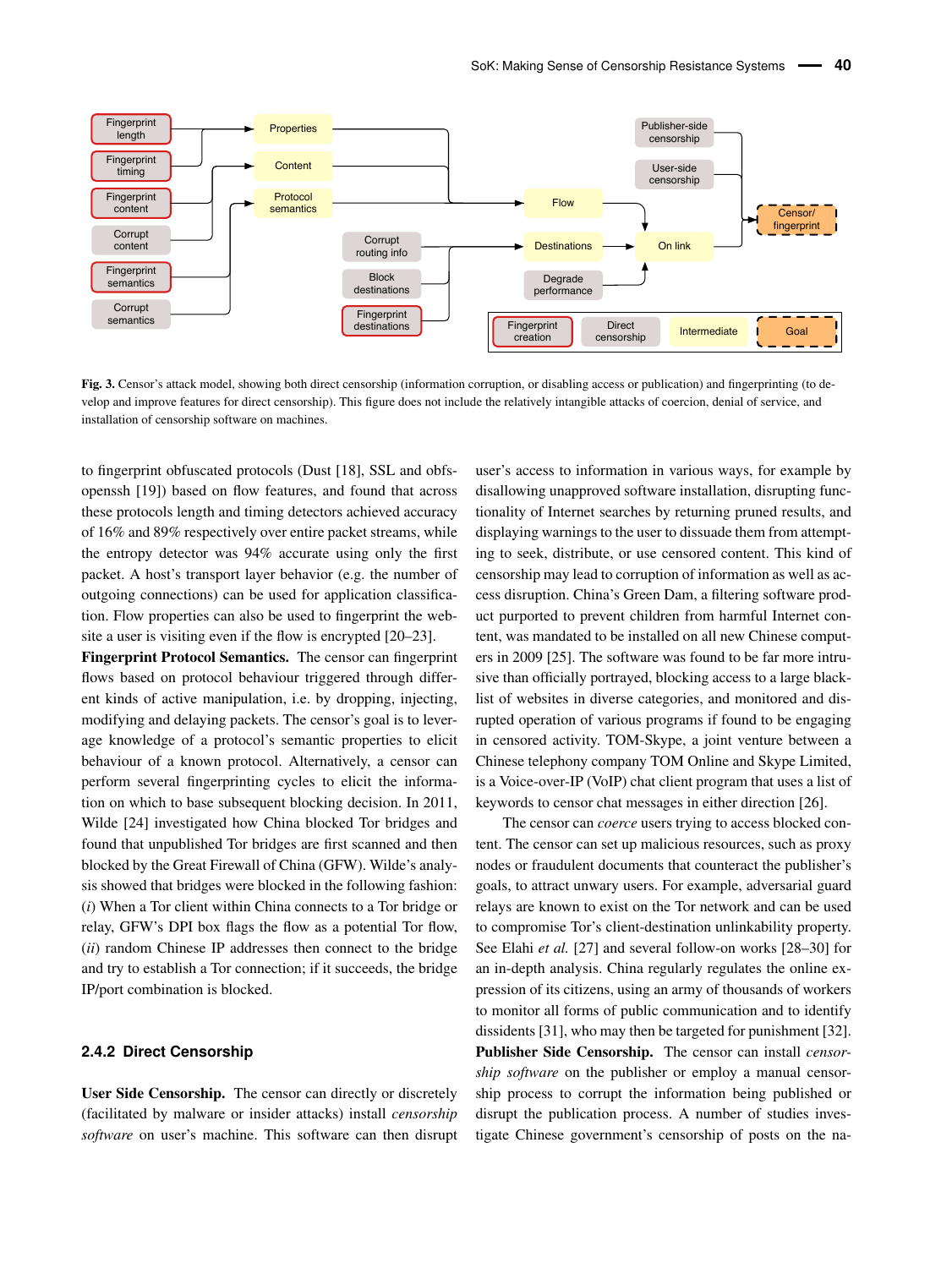Fingerprint length
Fingerprint timing
Fingerprint content
Corrupt content
Fingerprint semantics
Corrupt semantics
Properties
Content
Protocol semantics
Corrupt routing info
Block destinations
Fingerprint destinations
Flow
Destinations
Degrade performance
Publisher-side censorship
User-side censorship
On link
Censor/ fingerprint
Fingerprint creation
Direct censorship
Intermediate
Goal

**Fig. 3.** Censor's attack model, showing both direct censorship (information corruption, or disabling access or publication) and fingerprinting (to develop and improve features for direct censorship). This figure does not include the relatively intangible attacks of coercion, denial of service, and installation of censorship software on machines.

to fingerprint obfuscated protocols (Dust [18], SSL and obfsopenssh [19]) based on flow features, and found that across these protocols length and timing detectors achieved accuracy of 16% and 89% respectively over entire packet streams, while the entropy detector was 94% accurate using only the first packet. A host's transport layer behavior (e.g. the number of outgoing connections) can be used for application classification. Flow properties can also be used to fingerprint the website a user is visiting even if the flow is encrypted [20–23].

**Fingerprint Protocol Semantics.** The censor can fingerprint flows based on protocol behaviour triggered through different kinds of active manipulation, i.e. by dropping, injecting, modifying and delaying packets. The censor's goal is to leverage knowledge of a protocol's semantic properties to elicit behaviour of a known protocol. Alternatively, a censor can perform several fingerprinting cycles to elicit the information on which to base subsequent blocking decision. In 2011, Wilde [24] investigated how China blocked Tor bridges and found that unpublished Tor bridges are first scanned and then blocked by the Great Firewall of China (GFW). Wilde's analysis showed that bridges were blocked in the following fashion: (*i*) When a Tor client within China connects to a Tor bridge or relay, GFW's DPI box flags the flow as a potential Tor flow, (*ii*) random Chinese IP addresses then connect to the bridge and try to establish a Tor connection; if it succeeds, the bridge IP/port combination is blocked.

#### 2.4.2 Direct Censorship

**User Side Censorship.** The censor can directly or discretely (facilitated by malware or insider attacks) install *censorship software* on user's machine. This software can then disrupt user's access to information in various ways, for example by disallowing unapproved software installation, disrupting functionality of Internet searches by returning pruned results, and displaying warnings to the user to dissuade them from attempting to seek, distribute, or use censored content. This kind of censorship may lead to corruption of information as well as access disruption. China's Green Dam, a filtering software product purported to prevent children from harmful Internet content, was mandated to be installed on all new Chinese computers in 2009 [25]. The software was found to be far more intrusive than officially portrayed, blocking access to a large blacklist of websites in diverse categories, and monitored and disrupted operation of various programs if found to be engaging in censored activity. TOM-Skype, a joint venture between a Chinese telephony company TOM Online and Skype Limited, is a Voice-over-IP (VoIP) chat client program that uses a list of keywords to censor chat messages in either direction [26].

The censor can *coerce* users trying to access blocked content. The censor can set up malicious resources, such as proxy nodes or fraudulent documents that counteract the publisher's goals, to attract unwary users. For example, adversarial guard relays are known to exist on the Tor network and can be used to compromise Tor's client-destination unlinkability property. See Elahi *et al.* [27] and several follow-on works [28–30] for an in-depth analysis. China regularly regulates the online expression of its citizens, using an army of thousands of workers to monitor all forms of public communication and to identify dissidents [31], who may then be targeted for punishment [32].

**Publisher Side Censorship.** The censor can install *censorship software* on the publisher or employ a manual censorship process to corrupt the information being published or disrupt the publication process. A number of studies investigate Chinese government's censorship of posts on the na-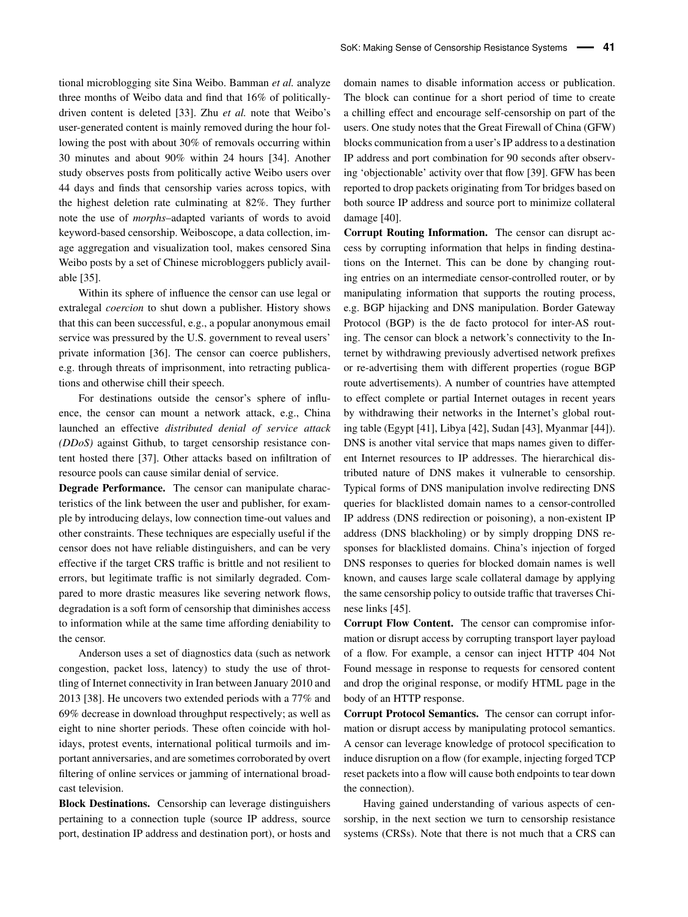tional microblogging site Sina Weibo. Bamman *et al.* analyze three months of Weibo data and find that 16% of politically-driven content is deleted [33]. Zhu *et al.* note that Weibo's user-generated content is mainly removed during the hour following the post with about 30% of removals occurring within 30 minutes and about 90% within 24 hours [34]. Another study observes posts from politically active Weibo users over 44 days and finds that censorship varies across topics, with the highest deletion rate culminating at 82%. They further note the use of *morphs*–adapted variants of words to avoid keyword-based censorship. Weiboscope, a data collection, image aggregation and visualization tool, makes censored Sina Weibo posts by a set of Chinese microbloggers publicly available [35].

Within its sphere of influence the censor can use legal or extralegal *coercion* to shut down a publisher. History shows that this can been successful, e.g., a popular anonymous email service was pressured by the U.S. government to reveal users' private information [36]. The censor can coerce publishers, e.g. through threats of imprisonment, into retracting publications and otherwise chill their speech.

For destinations outside the censor's sphere of influence, the censor can mount a network attack, e.g., China launched an effective *distributed denial of service attack (DDoS)* against Github, to target censorship resistance content hosted there [37]. Other attacks based on infiltration of resource pools can cause similar denial of service.

**Degrade Performance.** The censor can manipulate characteristics of the link between the user and publisher, for example by introducing delays, low connection time-out values and other constraints. These techniques are especially useful if the censor does not have reliable distinguishers, and can be very effective if the target CRS traffic is brittle and not resilient to errors, but legitimate traffic is not similarly degraded. Compared to more drastic measures like severing network flows, degradation is a soft form of censorship that diminishes access to information while at the same time affording deniability to the censor.

Anderson uses a set of diagnostics data (such as network congestion, packet loss, latency) to study the use of throttling of Internet connectivity in Iran between January 2010 and 2013 [38]. He uncovers two extended periods with a 77% and 69% decrease in download throughput respectively; as well as eight to nine shorter periods. These often coincide with holidays, protest events, international political turmoils and important anniversaries, and are sometimes corroborated by overt filtering of online services or jamming of international broadcast television.

**Block Destinations.** Censorship can leverage distinguishers pertaining to a connection tuple (source IP address, source port, destination IP address and destination port), or hosts and domain names to disable information access or publication. The block can continue for a short period of time to create a chilling effect and encourage self-censorship on part of the users. One study notes that the Great Firewall of China (GFW) blocks communication from a user's IP address to a destination IP address and port combination for 90 seconds after observing 'objectionable' activity over that flow [39]. GFW has been reported to drop packets originating from Tor bridges based on both source IP address and source port to minimize collateral damage [40].

**Corrupt Routing Information.** The censor can disrupt access by corrupting information that helps in finding destinations on the Internet. This can be done by changing routing entries on an intermediate censor-controlled router, or by manipulating information that supports the routing process, e.g. BGP hijacking and DNS manipulation. Border Gateway Protocol (BGP) is the de facto protocol for inter-AS routing. The censor can block a network's connectivity to the Internet by withdrawing previously advertised network prefixes or re-advertising them with different properties (rogue BGP route advertisements). A number of countries have attempted to effect complete or partial Internet outages in recent years by withdrawing their networks in the Internet's global routing table (Egypt [41], Libya [42], Sudan [43], Myanmar [44]). DNS is another vital service that maps names given to different Internet resources to IP addresses. The hierarchical distributed nature of DNS makes it vulnerable to censorship. Typical forms of DNS manipulation involve redirecting DNS queries for blacklisted domain names to a censor-controlled IP address (DNS redirection or poisoning), a non-existent IP address (DNS blackholing) or by simply dropping DNS responses for blacklisted domains. China's injection of forged DNS responses to queries for blocked domain names is well known, and causes large scale collateral damage by applying the same censorship policy to outside traffic that traverses Chinese links [45].

**Corrupt Flow Content.** The censor can compromise information or disrupt access by corrupting transport layer payload of a flow. For example, a censor can inject HTTP 404 Not Found message in response to requests for censored content and drop the original response, or modify HTML page in the body of an HTTP response.

**Corrupt Protocol Semantics.** The censor can corrupt information or disrupt access by manipulating protocol semantics. A censor can leverage knowledge of protocol specification to induce disruption on a flow (for example, injecting forged TCP reset packets into a flow will cause both endpoints to tear down the connection).

Having gained understanding of various aspects of censorship, in the next section we turn to censorship resistance systems (CRSs). Note that there is not much that a CRS can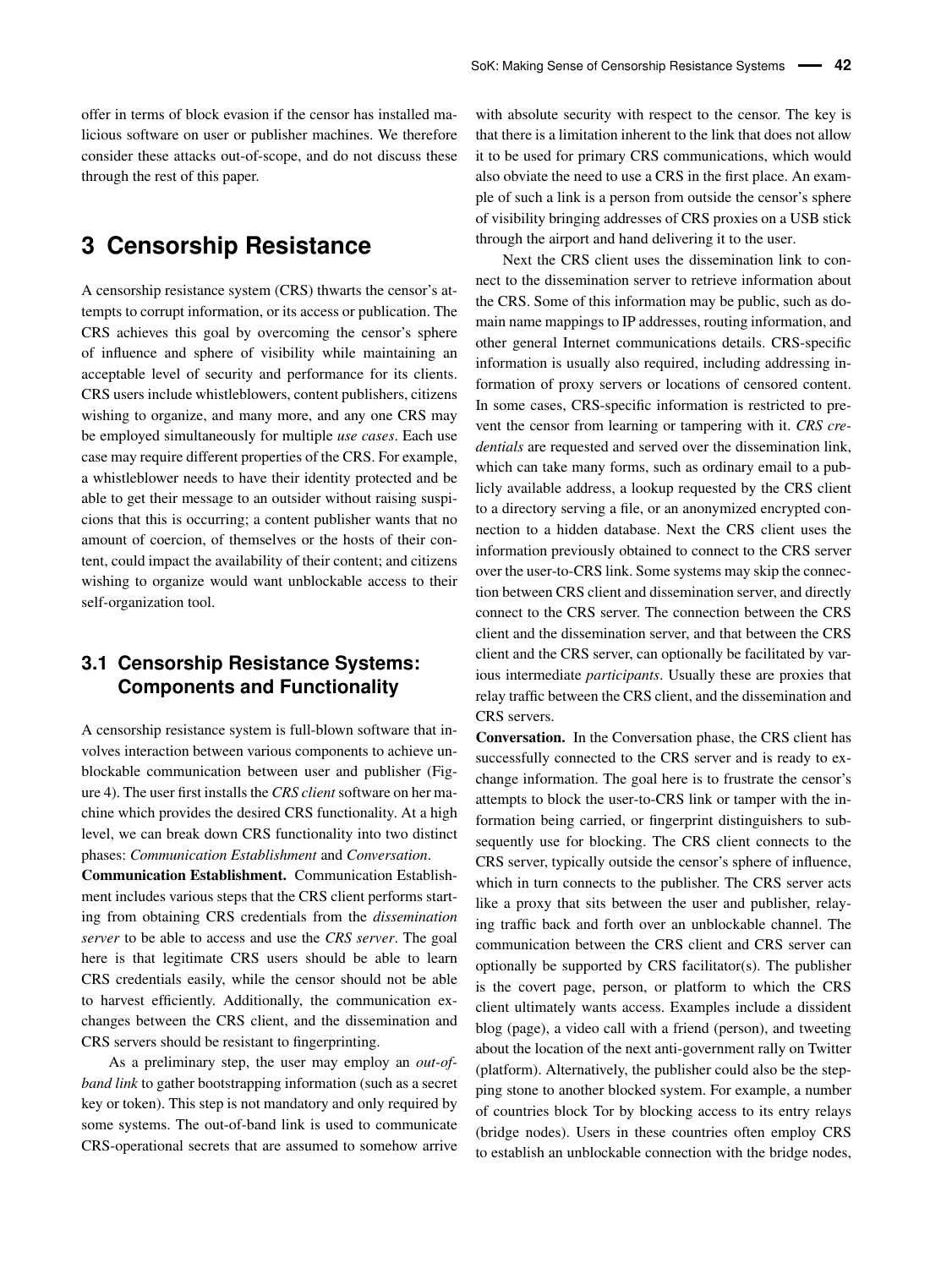offer in terms of block evasion if the censor has installed malicious software on user or publisher machines. We therefore consider these attacks out-of-scope, and do not discuss these through the rest of this paper.

# 3 Censorship Resistance

A censorship resistance system (CRS) thwarts the censor's attempts to corrupt information, or its access or publication. The CRS achieves this goal by overcoming the censor's sphere of influence and sphere of visibility while maintaining an acceptable level of security and performance for its clients. CRS users include whistleblowers, content publishers, citizens wishing to organize, and many more, and any one CRS may be employed simultaneously for multiple *use cases*. Each use case may require different properties of the CRS. For example, a whistleblower needs to have their identity protected and be able to get their message to an outsider without raising suspicions that this is occurring; a content publisher wants that no amount of coercion, of themselves or the hosts of their content, could impact the availability of their content; and citizens wishing to organize would want unblockable access to their self-organization tool.

## 3.1 Censorship Resistance Systems: Components and Functionality

A censorship resistance system is full-blown software that involves interaction between various components to achieve unblockable communication between user and publisher (Figure 4). The user first installs the *CRS client* software on her machine which provides the desired CRS functionality. At a high level, we can break down CRS functionality into two distinct phases: *Communication Establishment* and *Conversation*.

**Communication Establishment.** Communication Establishment includes various steps that the CRS client performs starting from obtaining CRS credentials from the *dissemination server* to be able to access and use the *CRS server*. The goal here is that legitimate CRS users should be able to learn CRS credentials easily, while the censor should not be able to harvest efficiently. Additionally, the communication exchanges between the CRS client, and the dissemination and CRS servers should be resistant to fingerprinting.

As a preliminary step, the user may employ an *out-of-band link* to gather bootstrapping information (such as a secret key or token). This step is not mandatory and only required by some systems. The out-of-band link is used to communicate CRS-operational secrets that are assumed to somehow arrive with absolute security with respect to the censor. The key is that there is a limitation inherent to the link that does not allow it to be used for primary CRS communications, which would also obviate the need to use a CRS in the first place. An example of such a link is a person from outside the censor's sphere of visibility bringing addresses of CRS proxies on a USB stick through the airport and hand delivering it to the user.

Next the CRS client uses the dissemination link to connect to the dissemination server to retrieve information about the CRS. Some of this information may be public, such as domain name mappings to IP addresses, routing information, and other general Internet communications details. CRS-specific information is usually also required, including addressing information of proxy servers or locations of censored content. In some cases, CRS-specific information is restricted to prevent the censor from learning or tampering with it. *CRS credentials* are requested and served over the dissemination link, which can take many forms, such as ordinary email to a publicly available address, a lookup requested by the CRS client to a directory serving a file, or an anonymized encrypted connection to a hidden database. Next the CRS client uses the information previously obtained to connect to the CRS server over the user-to-CRS link. Some systems may skip the connection between CRS client and dissemination server, and directly connect to the CRS server. The connection between the CRS client and the dissemination server, and that between the CRS client and the CRS server, can optionally be facilitated by various intermediate *participants*. Usually these are proxies that relay traffic between the CRS client, and the dissemination and CRS servers.

**Conversation.** In the Conversation phase, the CRS client has successfully connected to the CRS server and is ready to exchange information. The goal here is to frustrate the censor's attempts to block the user-to-CRS link or tamper with the information being carried, or fingerprint distinguishers to subsequently use for blocking. The CRS client connects to the CRS server, typically outside the censor's sphere of influence, which in turn connects to the publisher. The CRS server acts like a proxy that sits between the user and publisher, relaying traffic back and forth over an unblockable channel. The communication between the CRS client and CRS server can optionally be supported by CRS facilitator(s). The publisher is the covert page, person, or platform to which the CRS client ultimately wants access. Examples include a dissident blog (page), a video call with a friend (person), and tweeting about the location of the next anti-government rally on Twitter (platform). Alternatively, the publisher could also be the stepping stone to another blocked system. For example, a number of countries block Tor by blocking access to its entry relays (bridge nodes). Users in these countries often employ CRS to establish an unblockable connection with the bridge nodes,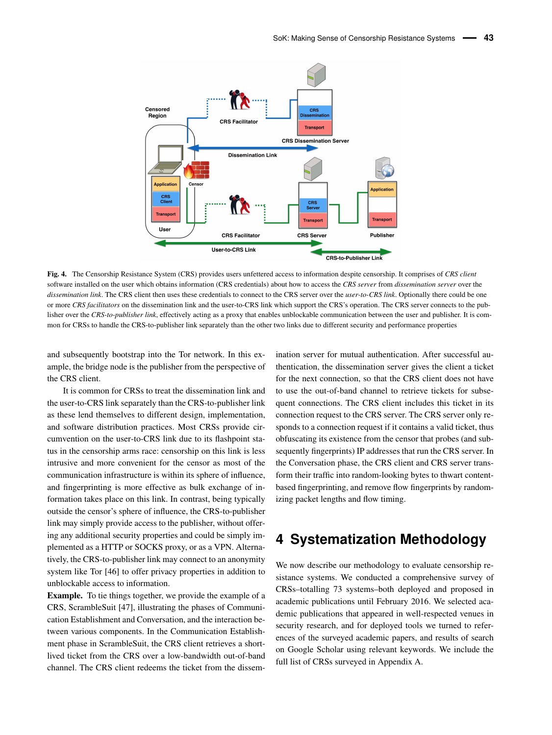Censored Region

CRS Facilitator

CRS Dissemination

Transport

CRS Dissemination Server

Dissemination Link

Application

CRS Client

Transport

User

Censor

CRS Server

Transport

Application

Transport

CRS Facilitator

CRS Server

Publisher

User-to-CRS Link

CRS-to-Publisher Link

**Fig. 4.** The Censorship Resistance System (CRS) provides users unfettered access to information despite censorship. It comprises of *CRS client* software installed on the user which obtains information (CRS credentials) about how to access the *CRS server* from *dissemination server* over the *dissemination link*. The CRS client then uses these credentials to connect to the CRS server over the *user-to-CRS link*. Optionally there could be one or more *CRS facilitators* on the dissemination link and the user-to-CRS link which support the CRS's operation. The CRS server connects to the publisher over the *CRS-to-publisher link*, effectively acting as a proxy that enables unblockable communication between the user and publisher. It is common for CRSs to handle the CRS-to-publisher link separately than the other two links due to different security and performance properties

and subsequently bootstrap into the Tor network. In this example, the bridge node is the publisher from the perspective of the CRS client.

It is common for CRSs to treat the dissemination link and the user-to-CRS link separately than the CRS-to-publisher link as these lend themselves to different design, implementation, and software distribution practices. Most CRSs provide circumvention on the user-to-CRS link due to its flashpoint status in the censorship arms race: censorship on this link is less intrusive and more convenient for the censor as most of the communication infrastructure is within its sphere of influence, and fingerprinting is more effective as bulk exchange of information takes place on this link. In contrast, being typically outside the censor's sphere of influence, the CRS-to-publisher link may simply provide access to the publisher, without offering any additional security properties and could be simply implemented as a HTTP or SOCKS proxy, or as a VPN. Alternatively, the CRS-to-publisher link may connect to an anonymity system like Tor [46] to offer privacy properties in addition to unblockable access to information.

**Example.** To tie things together, we provide the example of a CRS, ScrambleSuit [47], illustrating the phases of Communication Establishment and Conversation, and the interaction between various components. In the Communication Establishment phase in ScrambleSuit, the CRS client retrieves a short-lived ticket from the CRS over a low-bandwidth out-of-band channel. The CRS client redeems the ticket from the dissemination server for mutual authentication. After successful authentication, the dissemination server gives the client a ticket for the next connection, so that the CRS client does not have to use the out-of-band channel to retrieve tickets for subsequent connections. The CRS client includes this ticket in its connection request to the CRS server. The CRS server only responds to a connection request if it contains a valid ticket, thus obfuscating its existence from the censor that probes (and subsequently fingerprints) IP addresses that run the CRS server. In the Conversation phase, the CRS client and CRS server transform their traffic into random-looking bytes to thwart content-based fingerprinting, and remove flow fingerprints by randomizing packet lengths and flow timing.

## 4 Systematization Methodology

We now describe our methodology to evaluate censorship resistance systems. We conducted a comprehensive survey of CRSs–totalling 73 systems–both deployed and proposed in academic publications until February 2016. We selected academic publications that appeared in well-respected venues in security research, and for deployed tools we turned to references of the surveyed academic papers, and results of search on Google Scholar using relevant keywords. We include the full list of CRSs surveyed in Appendix A.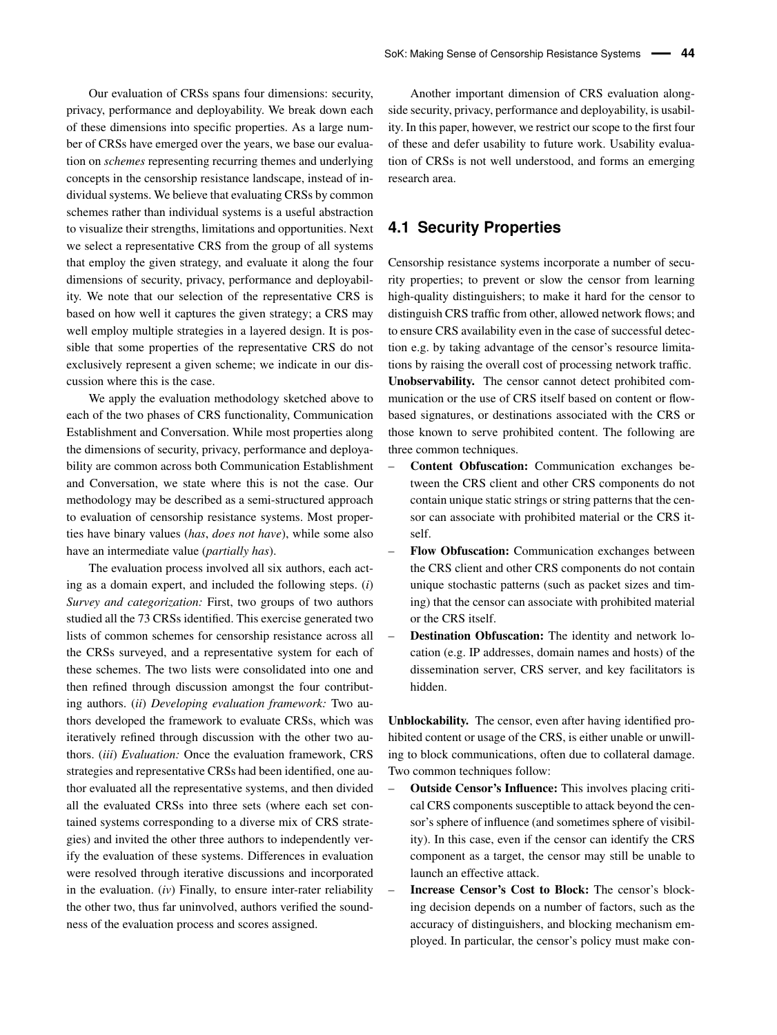Our evaluation of CRSs spans four dimensions: security, privacy, performance and deployability. We break down each of these dimensions into specific properties. As a large number of CRSs have emerged over the years, we base our evaluation on *schemes* representing recurring themes and underlying concepts in the censorship resistance landscape, instead of individual systems. We believe that evaluating CRSs by common schemes rather than individual systems is a useful abstraction to visualize their strengths, limitations and opportunities. Next we select a representative CRS from the group of all systems that employ the given strategy, and evaluate it along the four dimensions of security, privacy, performance and deployability. We note that our selection of the representative CRS is based on how well it captures the given strategy; a CRS may well employ multiple strategies in a layered design. It is possible that some properties of the representative CRS do not exclusively represent a given scheme; we indicate in our discussion where this is the case.

We apply the evaluation methodology sketched above to each of the two phases of CRS functionality, Communication Establishment and Conversation. While most properties along the dimensions of security, privacy, performance and deployability are common across both Communication Establishment and Conversation, we state where this is not the case. Our methodology may be described as a semi-structured approach to evaluation of censorship resistance systems. Most properties have binary values (*has*, *does not have*), while some also have an intermediate value (*partially has*).

The evaluation process involved all six authors, each acting as a domain expert, and included the following steps. (*i*) *Survey and categorization:* First, two groups of two authors studied all the 73 CRSs identified. This exercise generated two lists of common schemes for censorship resistance across all the CRSs surveyed, and a representative system for each of these schemes. The two lists were consolidated into one and then refined through discussion amongst the four contributing authors. (*ii*) *Developing evaluation framework:* Two authors developed the framework to evaluate CRSs, which was iteratively refined through discussion with the other two authors. (*iii*) *Evaluation:* Once the evaluation framework, CRS strategies and representative CRSs had been identified, one author evaluated all the representative systems, and then divided all the evaluated CRSs into three sets (where each set contained systems corresponding to a diverse mix of CRS strategies) and invited the other three authors to independently verify the evaluation of these systems. Differences in evaluation were resolved through iterative discussions and incorporated in the evaluation. (*iv*) Finally, to ensure inter-rater reliability the other two, thus far uninvolved, authors verified the soundness of the evaluation process and scores assigned.

Another important dimension of CRS evaluation alongside security, privacy, performance and deployability, is usability. In this paper, however, we restrict our scope to the first four of these and defer usability to future work. Usability evaluation of CRSs is not well understood, and forms an emerging research area.

## 4.1 Security Properties

Censorship resistance systems incorporate a number of security properties; to prevent or slow the censor from learning high-quality distinguishers; to make it hard for the censor to distinguish CRS traffic from other, allowed network flows; and to ensure CRS availability even in the case of successful detection e.g. by taking advantage of the censor's resource limitations by raising the overall cost of processing network traffic.

**Unobservability.** The censor cannot detect prohibited communication or the use of CRS itself based on content or flow-based signatures, or destinations associated with the CRS or those known to serve prohibited content. The following are three common techniques.

- **Content Obfuscation:** Communication exchanges between the CRS client and other CRS components do not contain unique static strings or string patterns that the censor can associate with prohibited material or the CRS itself.
- **Flow Obfuscation:** Communication exchanges between the CRS client and other CRS components do not contain unique stochastic patterns (such as packet sizes and timing) that the censor can associate with prohibited material or the CRS itself.
- **Destination Obfuscation:** The identity and network location (e.g. IP addresses, domain names and hosts) of the dissemination server, CRS server, and key facilitators is hidden.

**Unblockability.** The censor, even after having identified prohibited content or usage of the CRS, is either unable or unwilling to block communications, often due to collateral damage. Two common techniques follow:

- **Outside Censor's Influence:** This involves placing critical CRS components susceptible to attack beyond the censor's sphere of influence (and sometimes sphere of visibility). In this case, even if the censor can identify the CRS component as a target, the censor may still be unable to launch an effective attack.
- **Increase Censor's Cost to Block:** The censor's blocking decision depends on a number of factors, such as the accuracy of distinguishers, and blocking mechanism employed. In particular, the censor's policy must make con-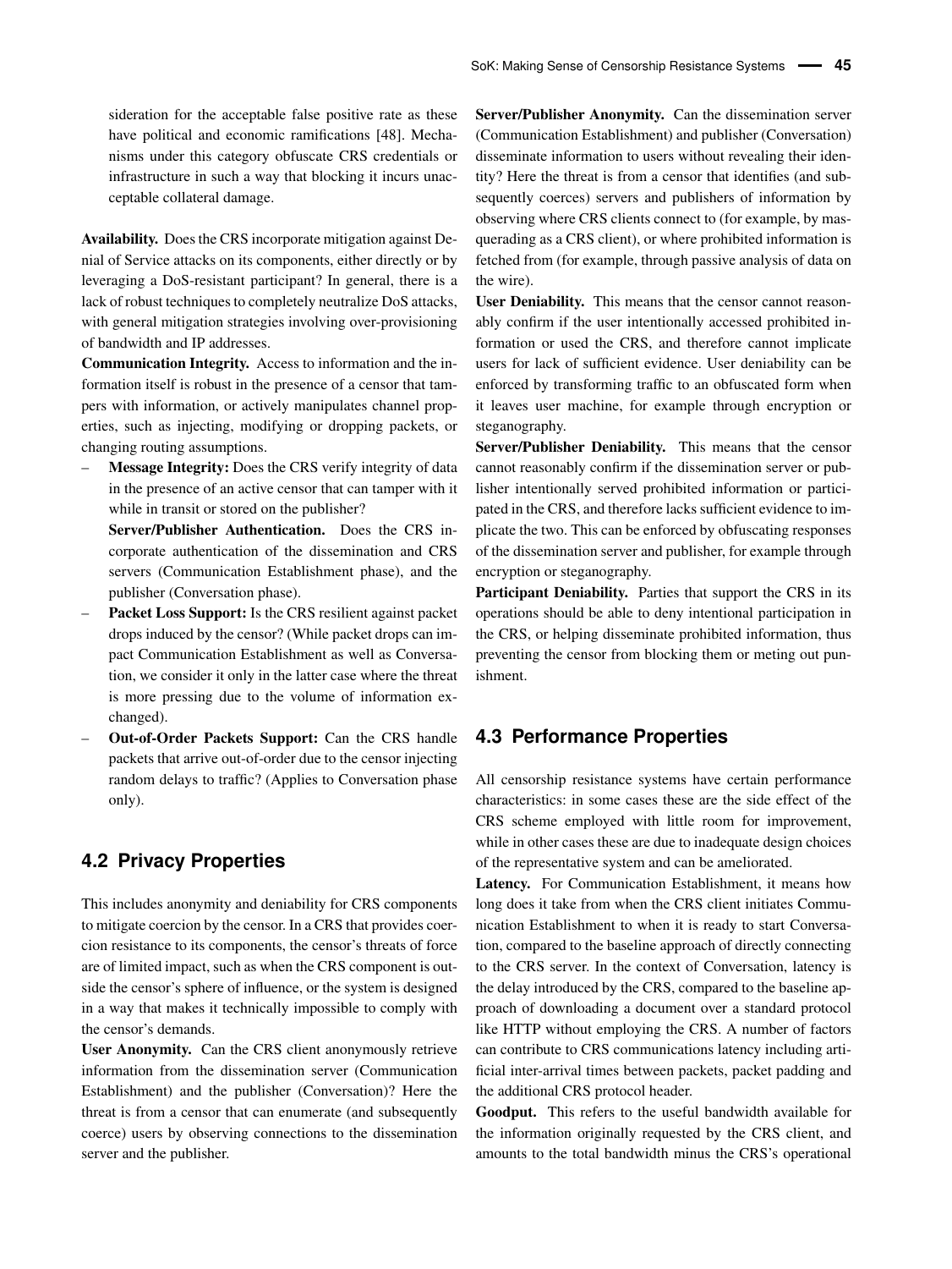sideration for the acceptable false positive rate as these have political and economic ramifications [48]. Mechanisms under this category obfuscate CRS credentials or infrastructure in such a way that blocking it incurs unacceptable collateral damage.

**Availability.** Does the CRS incorporate mitigation against Denial of Service attacks on its components, either directly or by leveraging a DoS-resistant participant? In general, there is a lack of robust techniques to completely neutralize DoS attacks, with general mitigation strategies involving over-provisioning of bandwidth and IP addresses.

**Communication Integrity.** Access to information and the information itself is robust in the presence of a censor that tampers with information, or actively manipulates channel properties, such as injecting, modifying or dropping packets, or changing routing assumptions.

- **Message Integrity:** Does the CRS verify integrity of data in the presence of an active censor that can tamper with it while in transit or stored on the publisher?

  **Server/Publisher Authentication.** Does the CRS incorporate authentication of the dissemination and CRS servers (Communication Establishment phase), and the publisher (Conversation phase).
- **Packet Loss Support:** Is the CRS resilient against packet drops induced by the censor? (While packet drops can impact Communication Establishment as well as Conversation, we consider it only in the latter case where the threat is more pressing due to the volume of information exchanged).
- **Out-of-Order Packets Support:** Can the CRS handle packets that arrive out-of-order due to the censor injecting random delays to traffic? (Applies to Conversation phase only).

## 4.2 Privacy Properties

This includes anonymity and deniability for CRS components to mitigate coercion by the censor. In a CRS that provides coercion resistance to its components, the censor's threats of force are of limited impact, such as when the CRS component is outside the censor's sphere of influence, or the system is designed in a way that makes it technically impossible to comply with the censor's demands.

**User Anonymity.** Can the CRS client anonymously retrieve information from the dissemination server (Communication Establishment) and the publisher (Conversation)? Here the threat is from a censor that can enumerate (and subsequently coerce) users by observing connections to the dissemination server and the publisher.

**Server/Publisher Anonymity.** Can the dissemination server (Communication Establishment) and publisher (Conversation) disseminate information to users without revealing their identity? Here the threat is from a censor that identifies (and subsequently coerces) servers and publishers of information by observing where CRS clients connect to (for example, by masquerading as a CRS client), or where prohibited information is fetched from (for example, through passive analysis of data on the wire).

**User Deniability.** This means that the censor cannot reasonably confirm if the user intentionally accessed prohibited information or used the CRS, and therefore cannot implicate users for lack of sufficient evidence. User deniability can be enforced by transforming traffic to an obfuscated form when it leaves user machine, for example through encryption or steganography.

**Server/Publisher Deniability.** This means that the censor cannot reasonably confirm if the dissemination server or publisher intentionally served prohibited information or participated in the CRS, and therefore lacks sufficient evidence to implicate the two. This can be enforced by obfuscating responses of the dissemination server and publisher, for example through encryption or steganography.

**Participant Deniability.** Parties that support the CRS in its operations should be able to deny intentional participation in the CRS, or helping disseminate prohibited information, thus preventing the censor from blocking them or meting out punishment.

## 4.3 Performance Properties

All censorship resistance systems have certain performance characteristics: in some cases these are the side effect of the CRS scheme employed with little room for improvement, while in other cases these are due to inadequate design choices of the representative system and can be ameliorated.

**Latency.** For Communication Establishment, it means how long does it take from when the CRS client initiates Communication Establishment to when it is ready to start Conversation, compared to the baseline approach of directly connecting to the CRS server. In the context of Conversation, latency is the delay introduced by the CRS, compared to the baseline approach of downloading a document over a standard protocol like HTTP without employing the CRS. A number of factors can contribute to CRS communications latency including artificial inter-arrival times between packets, packet padding and the additional CRS protocol header.

**Goodput.** This refers to the useful bandwidth available for the information originally requested by the CRS client, and amounts to the total bandwidth minus the CRS's operational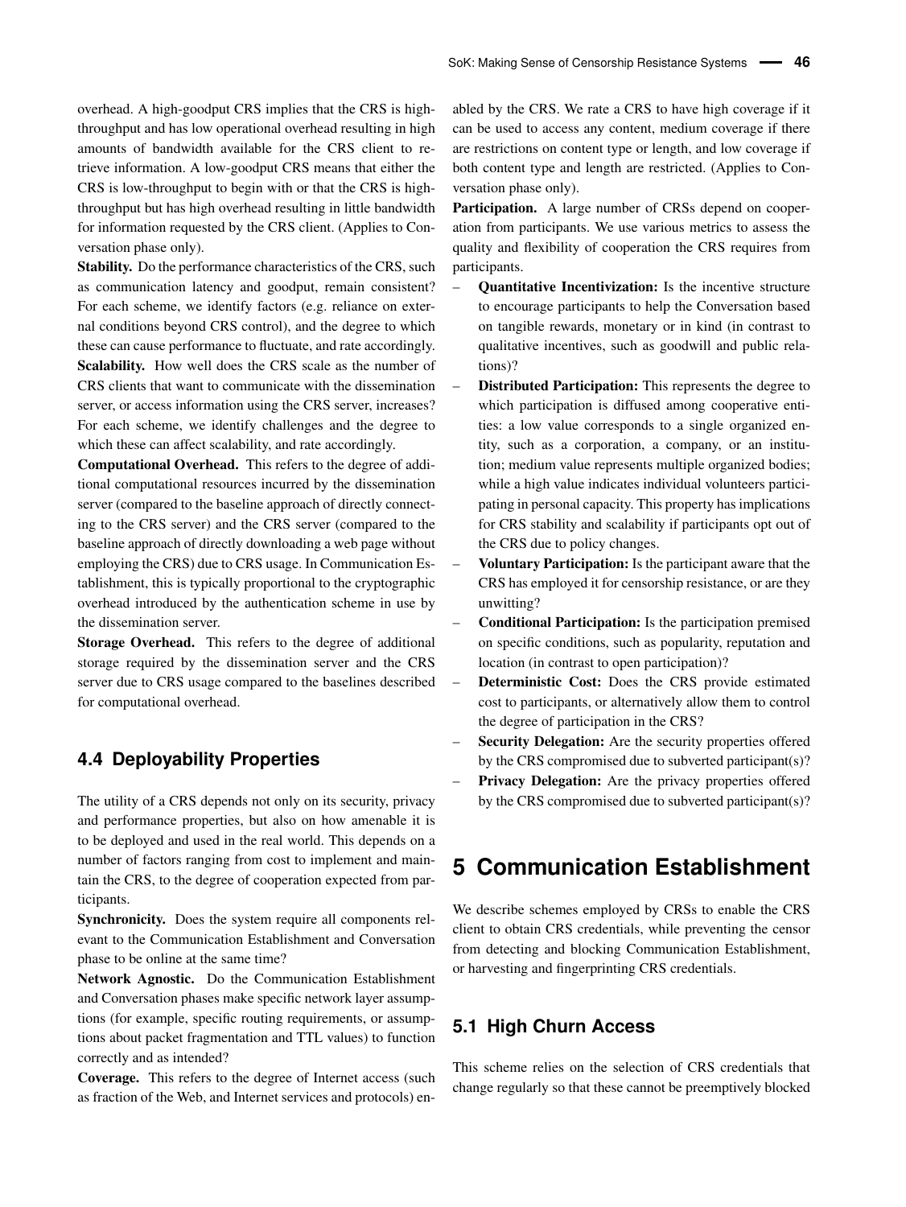overhead. A high-goodput CRS implies that the CRS is high-throughput and has low operational overhead resulting in high amounts of bandwidth available for the CRS client to retrieve information. A low-goodput CRS means that either the CRS is low-throughput to begin with or that the CRS is high-throughput but has high overhead resulting in little bandwidth for information requested by the CRS client. (Applies to Conversation phase only).

**Stability.** Do the performance characteristics of the CRS, such as communication latency and goodput, remain consistent? For each scheme, we identify factors (e.g. reliance on external conditions beyond CRS control), and the degree to which these can cause performance to fluctuate, and rate accordingly.

**Scalability.** How well does the CRS scale as the number of CRS clients that want to communicate with the dissemination server, or access information using the CRS server, increases? For each scheme, we identify challenges and the degree to which these can affect scalability, and rate accordingly.

**Computational Overhead.** This refers to the degree of additional computational resources incurred by the dissemination server (compared to the baseline approach of directly connecting to the CRS server) and the CRS server (compared to the baseline approach of directly downloading a web page without employing the CRS) due to CRS usage. In Communication Establishment, this is typically proportional to the cryptographic overhead introduced by the authentication scheme in use by the dissemination server.

**Storage Overhead.** This refers to the degree of additional storage required by the dissemination server and the CRS server due to CRS usage compared to the baselines described for computational overhead.

### 4.4 Deployability Properties

The utility of a CRS depends not only on its security, privacy and performance properties, but also on how amenable it is to be deployed and used in the real world. This depends on a number of factors ranging from cost to implement and maintain the CRS, to the degree of cooperation expected from participants.

**Synchronicity.** Does the system require all components relevant to the Communication Establishment and Conversation phase to be online at the same time?

**Network Agnostic.** Do the Communication Establishment and Conversation phases make specific network layer assumptions (for example, specific routing requirements, or assumptions about packet fragmentation and TTL values) to function correctly and as intended?

**Coverage.** This refers to the degree of Internet access (such as fraction of the Web, and Internet services and protocols) enabled by the CRS. We rate a CRS to have high coverage if it can be used to access any content, medium coverage if there are restrictions on content type or length, and low coverage if both content type and length are restricted. (Applies to Conversation phase only).

**Participation.** A large number of CRSs depend on cooperation from participants. We use various metrics to assess the quality and flexibility of cooperation the CRS requires from participants.

- **Quantitative Incentivization:** Is the incentive structure to encourage participants to help the Conversation based on tangible rewards, monetary or in kind (in contrast to qualitative incentives, such as goodwill and public relations)?
- **Distributed Participation:** This represents the degree to which participation is diffused among cooperative entities: a low value corresponds to a single organized entity, such as a corporation, a company, or an institution; medium value represents multiple organized bodies; while a high value indicates individual volunteers participating in personal capacity. This property has implications for CRS stability and scalability if participants opt out of the CRS due to policy changes.
- **Voluntary Participation:** Is the participant aware that the CRS has employed it for censorship resistance, or are they unwitting?
- **Conditional Participation:** Is the participation premised on specific conditions, such as popularity, reputation and location (in contrast to open participation)?
- **Deterministic Cost:** Does the CRS provide estimated cost to participants, or alternatively allow them to control the degree of participation in the CRS?
- **Security Delegation:** Are the security properties offered by the CRS compromised due to subverted participant(s)?
- **Privacy Delegation:** Are the privacy properties offered by the CRS compromised due to subverted participant(s)?

## 5 Communication Establishment

We describe schemes employed by CRSs to enable the CRS client to obtain CRS credentials, while preventing the censor from detecting and blocking Communication Establishment, or harvesting and fingerprinting CRS credentials.

### 5.1 High Churn Access

This scheme relies on the selection of CRS credentials that change regularly so that these cannot be preemptively blocked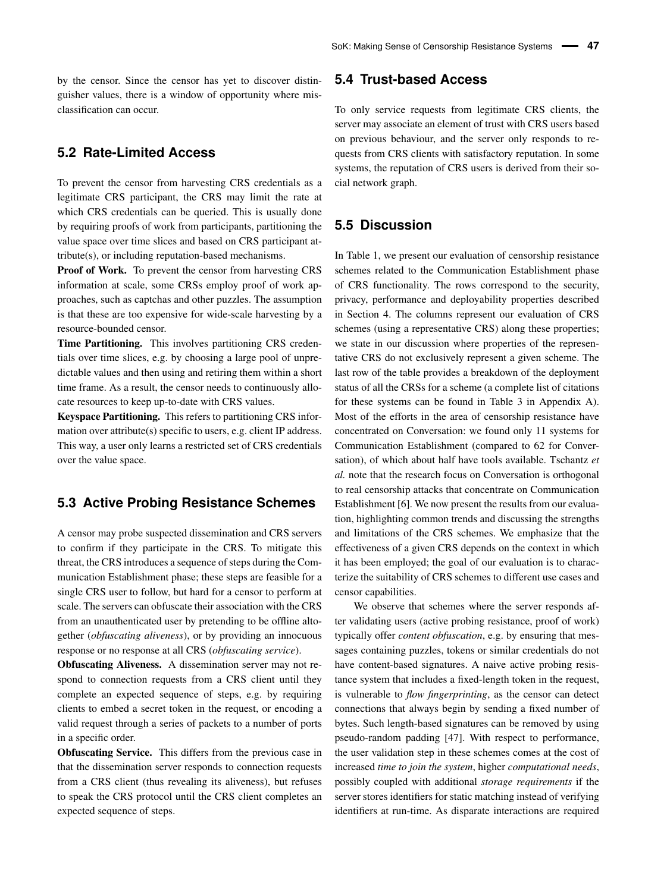by the censor. Since the censor has yet to discover distinguisher values, there is a window of opportunity where misclassification can occur.

## 5.2 Rate-Limited Access

To prevent the censor from harvesting CRS credentials as a legitimate CRS participant, the CRS may limit the rate at which CRS credentials can be queried. This is usually done by requiring proofs of work from participants, partitioning the value space over time slices and based on CRS participant attribute(s), or including reputation-based mechanisms.

**Proof of Work.** To prevent the censor from harvesting CRS information at scale, some CRSs employ proof of work approaches, such as captchas and other puzzles. The assumption is that these are too expensive for wide-scale harvesting by a resource-bounded censor.

**Time Partitioning.** This involves partitioning CRS credentials over time slices, e.g. by choosing a large pool of unpredictable values and then using and retiring them within a short time frame. As a result, the censor needs to continuously allocate resources to keep up-to-date with CRS values.

**Keyspace Partitioning.** This refers to partitioning CRS information over attribute(s) specific to users, e.g. client IP address. This way, a user only learns a restricted set of CRS credentials over the value space.

## 5.3 Active Probing Resistance Schemes

A censor may probe suspected dissemination and CRS servers to confirm if they participate in the CRS. To mitigate this threat, the CRS introduces a sequence of steps during the Communication Establishment phase; these steps are feasible for a single CRS user to follow, but hard for a censor to perform at scale. The servers can obfuscate their association with the CRS from an unauthenticated user by pretending to be offline altogether (*obfuscating aliveness*), or by providing an innocuous response or no response at all CRS (*obfuscating service*).

**Obfuscating Aliveness.** A dissemination server may not respond to connection requests from a CRS client until they complete an expected sequence of steps, e.g. by requiring clients to embed a secret token in the request, or encoding a valid request through a series of packets to a number of ports in a specific order.

**Obfuscating Service.** This differs from the previous case in that the dissemination server responds to connection requests from a CRS client (thus revealing its aliveness), but refuses to speak the CRS protocol until the CRS client completes an expected sequence of steps.

## 5.4 Trust-based Access

To only service requests from legitimate CRS clients, the server may associate an element of trust with CRS users based on previous behaviour, and the server only responds to requests from CRS clients with satisfactory reputation. In some systems, the reputation of CRS users is derived from their social network graph.

## 5.5 Discussion

In Table 1, we present our evaluation of censorship resistance schemes related to the Communication Establishment phase of CRS functionality. The rows correspond to the security, privacy, performance and deployability properties described in Section 4. The columns represent our evaluation of CRS schemes (using a representative CRS) along these properties; we state in our discussion where properties of the representative CRS do not exclusively represent a given scheme. The last row of the table provides a breakdown of the deployment status of all the CRSs for a scheme (a complete list of citations for these systems can be found in Table 3 in Appendix A). Most of the efforts in the area of censorship resistance have concentrated on Conversation: we found only 11 systems for Communication Establishment (compared to 62 for Conversation), of which about half have tools available. Tschantz *et al.* note that the research focus on Conversation is orthogonal to real censorship attacks that concentrate on Communication Establishment [6]. We now present the results from our evaluation, highlighting common trends and discussing the strengths and limitations of the CRS schemes. We emphasize that the effectiveness of a given CRS depends on the context in which it has been employed; the goal of our evaluation is to characterize the suitability of CRS schemes to different use cases and censor capabilities.

We observe that schemes where the server responds after validating users (active probing resistance, proof of work) typically offer *content obfuscation*, e.g. by ensuring that messages containing puzzles, tokens or similar credentials do not have content-based signatures. A naive active probing resistance system that includes a fixed-length token in the request, is vulnerable to *flow fingerprinting*, as the censor can detect connections that always begin by sending a fixed number of bytes. Such length-based signatures can be removed by using pseudo-random padding [47]. With respect to performance, the user validation step in these schemes comes at the cost of increased *time to join the system*, higher *computational needs*, possibly coupled with additional *storage requirements* if the server stores identifiers for static matching instead of verifying identifiers at run-time. As disparate interactions are required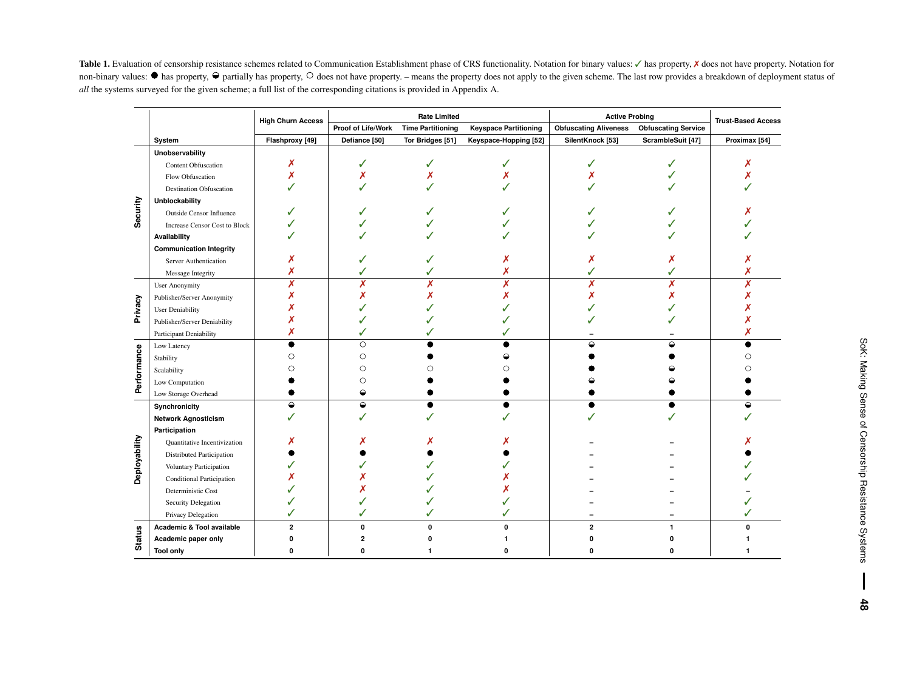**Table 1.** Evaluation of censorship resistance schemes related to Communication Establishment phase of CRS functionality. Notation for binary values: ✓ has property, ✗ does not have property. Notation for non-binary values: ● has property, ◒ partially has property, ○ does not have property. – means the property does not apply to the given scheme. The last row provides a breakdown of deployment status of *all* the systems surveyed for the given scheme; a full list of the corresponding citations is provided in Appendix A.

| | | High Churn Access | Rate Limited | | | Active Probing | | Trust-Based Access |
|---|---|---|---|---|---|---|---|---|
| | | | Proof of Life/Work | Time Partitioning | Keyspace Partitioning | Obfuscating Aliveness | Obfuscating Service | |
| | **System** | **Flashproxy [49]** | **Defiance [50]** | **Tor Bridges [51]** | **Keyspace-Hopping [52]** | **SilentKnock [53]** | **ScrambleSuit [47]** | **Proximax [54]** |
| **Security** | **Unobservability** | | | | | | | |
| | Content Obfuscation | ✗ | ✓ | ✓ | ✓ | ✓ | ✓ | ✗ |
| | Flow Obfuscation | ✗ | ✗ | ✗ | ✗ | ✗ | ✓ | ✗ |
| | Destination Obfuscation | ✓ | ✓ | ✓ | ✓ | ✓ | ✓ | ✓ |
| | **Unblockability** | | | | | | | |
| | Outside Censor Influence | ✓ | ✓ | ✓ | ✓ | ✓ | ✓ | ✗ |
| | Increase Censor Cost to Block | ✓ | ✓ | ✓ | ✓ | ✓ | ✓ | ✓ |
| | **Availability** | ✓ | ✓ | ✓ | ✓ | ✓ | ✓ | ✓ |
| | **Communication Integrity** | | | | | | | |
| | Server Authentication | ✗ | ✓ | ✓ | ✗ | ✗ | ✗ | ✗ |
| | Message Integrity | ✗ | ✓ | ✓ | ✗ | ✓ | ✓ | ✗ |
| **Privacy** | User Anonymity | ✗ | ✗ | ✗ | ✗ | ✗ | ✗ | ✗ |
| | Publisher/Server Anonymity | ✗ | ✗ | ✗ | ✗ | ✗ | ✗ | ✗ |
| | User Deniability | ✗ | ✓ | ✓ | ✓ | ✓ | ✓ | ✗ |
| | Publisher/Server Deniability | ✗ | ✓ | ✓ | ✓ | ✓ | ✓ | ✗ |
| | Participant Deniability | ✗ | ✓ | ✓ | ✓ | – | – | ✗ |
| **Performance** | Low Latency | ● | ○ | ● | ● | ◒ | ◒ | ● |
| | Stability | ○ | ○ | ● | ◒ | ● | ● | ○ |
| | Scalability | ○ | ○ | ○ | ○ | ● | ◒ | ○ |
| | Low Computation | ● | ○ | ● | ● | ◒ | ◒ | ● |
| | Low Storage Overhead | ● | ◒ | ● | ● | ● | ● | ● |
| **Deployability** | **Synchronicity** | ◒ | ◒ | ● | ● | ● | ● | ◒ |
| | **Network Agnosticism** | ✓ | ✓ | ✓ | ✓ | ✓ | ✓ | ✓ |
| | **Participation** | | | | | | | |
| | Quantitative Incentivization | ✗ | ✗ | ✗ | ✗ | – | – | ✗ |
| | Distributed Participation | ● | ● | ● | ● | – | – | ● |
| | Voluntary Participation | ✓ | ✓ | ✓ | ✓ | – | – | ✓ |
| | Conditional Participation | ✗ | ✗ | ✓ | ✗ | – | – | ✓ |
| | Deterministic Cost | ✓ | ✗ | ✓ | ✗ | – | – | – |
| | Security Delegation | ✓ | ✓ | ✓ | ✓ | – | – | ✓ |
| | Privacy Delegation | ✓ | ✓ | ✓ | ✓ | – | – | ✓ |
| **Status** | **Academic & Tool available** | 2 | 0 | 0 | 0 | 2 | 1 | 0 |
| | **Academic paper only** | 0 | 2 | 0 | 1 | 0 | 0 | 1 |
| | **Tool only** | 0 | 0 | 1 | 0 | 0 | 0 | 1 |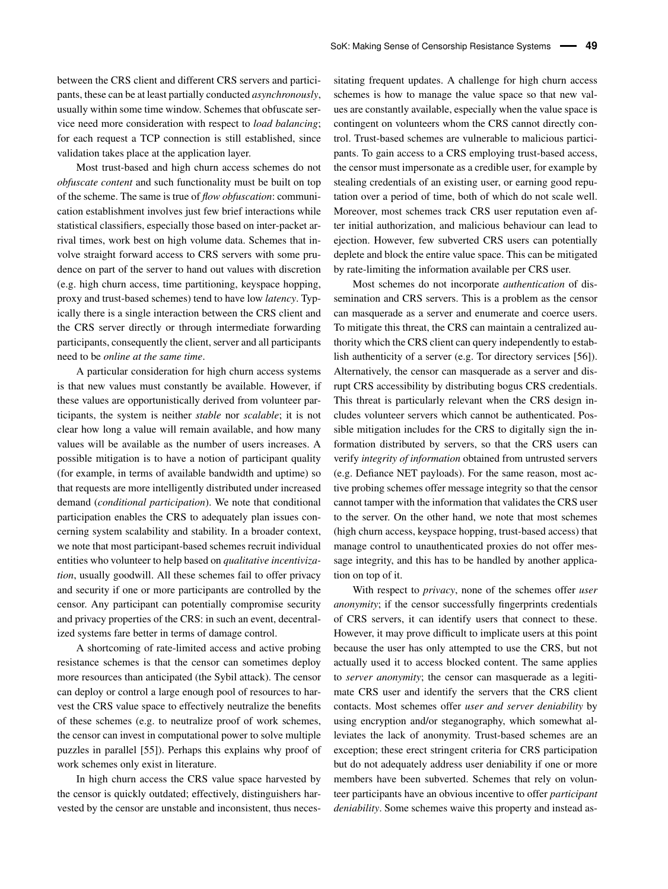between the CRS client and different CRS servers and participants, these can be at least partially conducted *asynchronously*, usually within some time window. Schemes that obfuscate service need more consideration with respect to *load balancing*; for each request a TCP connection is still established, since validation takes place at the application layer.

Most trust-based and high churn access schemes do not *obfuscate content* and such functionality must be built on top of the scheme. The same is true of *flow obfuscation*: communication establishment involves just few brief interactions while statistical classifiers, especially those based on inter-packet arrival times, work best on high volume data. Schemes that involve straight forward access to CRS servers with some prudence on part of the server to hand out values with discretion (e.g. high churn access, time partitioning, keyspace hopping, proxy and trust-based schemes) tend to have low *latency*. Typically there is a single interaction between the CRS client and the CRS server directly or through intermediate forwarding participants, consequently the client, server and all participants need to be *online at the same time*.

A particular consideration for high churn access systems is that new values must constantly be available. However, if these values are opportunistically derived from volunteer participants, the system is neither *stable* nor *scalable*; it is not clear how long a value will remain available, and how many values will be available as the number of users increases. A possible mitigation is to have a notion of participant quality (for example, in terms of available bandwidth and uptime) so that requests are more intelligently distributed under increased demand (*conditional participation*). We note that conditional participation enables the CRS to adequately plan issues concerning system scalability and stability. In a broader context, we note that most participant-based schemes recruit individual entities who volunteer to help based on *qualitative incentivization*, usually goodwill. All these schemes fail to offer privacy and security if one or more participants are controlled by the censor. Any participant can potentially compromise security and privacy properties of the CRS: in such an event, decentralized systems fare better in terms of damage control.

A shortcoming of rate-limited access and active probing resistance schemes is that the censor can sometimes deploy more resources than anticipated (the Sybil attack). The censor can deploy or control a large enough pool of resources to harvest the CRS value space to effectively neutralize the benefits of these schemes (e.g. to neutralize proof of work schemes, the censor can invest in computational power to solve multiple puzzles in parallel [55]). Perhaps this explains why proof of work schemes only exist in literature.

In high churn access the CRS value space harvested by the censor is quickly outdated; effectively, distinguishers harvested by the censor are unstable and inconsistent, thus necessitating frequent updates. A challenge for high churn access schemes is how to manage the value space so that new values are constantly available, especially when the value space is contingent on volunteers whom the CRS cannot directly control. Trust-based schemes are vulnerable to malicious participants. To gain access to a CRS employing trust-based access, the censor must impersonate as a credible user, for example by stealing credentials of an existing user, or earning good reputation over a period of time, both of which do not scale well. Moreover, most schemes track CRS user reputation even after initial authorization, and malicious behaviour can lead to ejection. However, few subverted CRS users can potentially deplete and block the entire value space. This can be mitigated by rate-limiting the information available per CRS user.

Most schemes do not incorporate *authentication* of dissemination and CRS servers. This is a problem as the censor can masquerade as a server and enumerate and coerce users. To mitigate this threat, the CRS can maintain a centralized authority which the CRS client can query independently to establish authenticity of a server (e.g. Tor directory services [56]). Alternatively, the censor can masquerade as a server and disrupt CRS accessibility by distributing bogus CRS credentials. This threat is particularly relevant when the CRS design includes volunteer servers which cannot be authenticated. Possible mitigation includes for the CRS to digitally sign the information distributed by servers, so that the CRS users can verify *integrity of information* obtained from untrusted servers (e.g. Defiance NET payloads). For the same reason, most active probing schemes offer message integrity so that the censor cannot tamper with the information that validates the CRS user to the server. On the other hand, we note that most schemes (high churn access, keyspace hopping, trust-based access) that manage control to unauthenticated proxies do not offer message integrity, and this has to be handled by another application on top of it.

With respect to *privacy*, none of the schemes offer *user anonymity*; if the censor successfully fingerprints credentials of CRS servers, it can identify users that connect to these. However, it may prove difficult to implicate users at this point because the user has only attempted to use the CRS, but not actually used it to access blocked content. The same applies to *server anonymity*; the censor can masquerade as a legitimate CRS user and identify the servers that the CRS client contacts. Most schemes offer *user and server deniability* by using encryption and/or steganography, which somewhat alleviates the lack of anonymity. Trust-based schemes are an exception; these erect stringent criteria for CRS participation but do not adequately address user deniability if one or more members have been subverted. Schemes that rely on volunteer participants have an obvious incentive to offer *participant deniability*. Some schemes waive this property and instead as-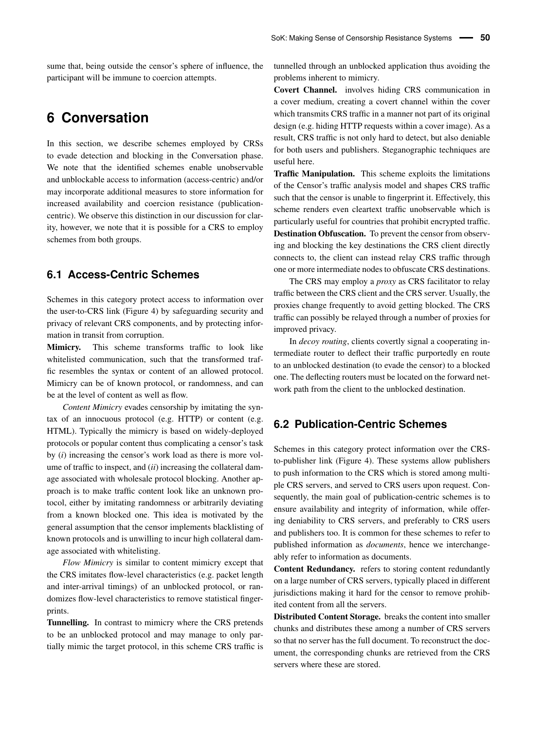sume that, being outside the censor's sphere of influence, the participant will be immune to coercion attempts.

# 6 Conversation

In this section, we describe schemes employed by CRSs to evade detection and blocking in the Conversation phase. We note that the identified schemes enable unobservable and unblockable access to information (access-centric) and/or may incorporate additional measures to store information for increased availability and coercion resistance (publication-centric). We observe this distinction in our discussion for clarity, however, we note that it is possible for a CRS to employ schemes from both groups.

## 6.1 Access-Centric Schemes

Schemes in this category protect access to information over the user-to-CRS link (Figure 4) by safeguarding security and privacy of relevant CRS components, and by protecting information in transit from corruption.

**Mimicry.** This scheme transforms traffic to look like whitelisted communication, such that the transformed traffic resembles the syntax or content of an allowed protocol. Mimicry can be of known protocol, or randomness, and can be at the level of content as well as flow.

*Content Mimicry* evades censorship by imitating the syntax of an innocuous protocol (e.g. HTTP) or content (e.g. HTML). Typically the mimicry is based on widely-deployed protocols or popular content thus complicating a censor's task by (*i*) increasing the censor's work load as there is more volume of traffic to inspect, and (*ii*) increasing the collateral damage associated with wholesale protocol blocking. Another approach is to make traffic content look like an unknown protocol, either by imitating randomness or arbitrarily deviating from a known blocked one. This idea is motivated by the general assumption that the censor implements blacklisting of known protocols and is unwilling to incur high collateral damage associated with whitelisting.

*Flow Mimicry* is similar to content mimicry except that the CRS imitates flow-level characteristics (e.g. packet length and inter-arrival timings) of an unblocked protocol, or randomizes flow-level characteristics to remove statistical fingerprints.

**Tunnelling.** In contrast to mimicry where the CRS pretends to be an unblocked protocol and may manage to only partially mimic the target protocol, in this scheme CRS traffic is tunnelled through an unblocked application thus avoiding the problems inherent to mimicry.

**Covert Channel.** involves hiding CRS communication in a cover medium, creating a covert channel within the cover which transmits CRS traffic in a manner not part of its original design (e.g. hiding HTTP requests within a cover image). As a result, CRS traffic is not only hard to detect, but also deniable for both users and publishers. Steganographic techniques are useful here.

**Traffic Manipulation.** This scheme exploits the limitations of the Censor's traffic analysis model and shapes CRS traffic such that the censor is unable to fingerprint it. Effectively, this scheme renders even cleartext traffic unobservable which is particularly useful for countries that prohibit encrypted traffic.

**Destination Obfuscation.** To prevent the censor from observing and blocking the key destinations the CRS client directly connects to, the client can instead relay CRS traffic through one or more intermediate nodes to obfuscate CRS destinations.

The CRS may employ a *proxy* as CRS facilitator to relay traffic between the CRS client and the CRS server. Usually, the proxies change frequently to avoid getting blocked. The CRS traffic can possibly be relayed through a number of proxies for improved privacy.

In *decoy routing*, clients covertly signal a cooperating intermediate router to deflect their traffic purportedly en route to an unblocked destination (to evade the censor) to a blocked one. The deflecting routers must be located on the forward network path from the client to the unblocked destination.

## 6.2 Publication-Centric Schemes

Schemes in this category protect information over the CRS-to-publisher link (Figure 4). These systems allow publishers to push information to the CRS which is stored among multiple CRS servers, and served to CRS users upon request. Consequently, the main goal of publication-centric schemes is to ensure availability and integrity of information, while offering deniability to CRS servers, and preferably to CRS users and publishers too. It is common for these schemes to refer to published information as *documents*, hence we interchangeably refer to information as documents.

**Content Redundancy.** refers to storing content redundantly on a large number of CRS servers, typically placed in different jurisdictions making it hard for the censor to remove prohibited content from all the servers.

**Distributed Content Storage.** breaks the content into smaller chunks and distributes these among a number of CRS servers so that no server has the full document. To reconstruct the document, the corresponding chunks are retrieved from the CRS servers where these are stored.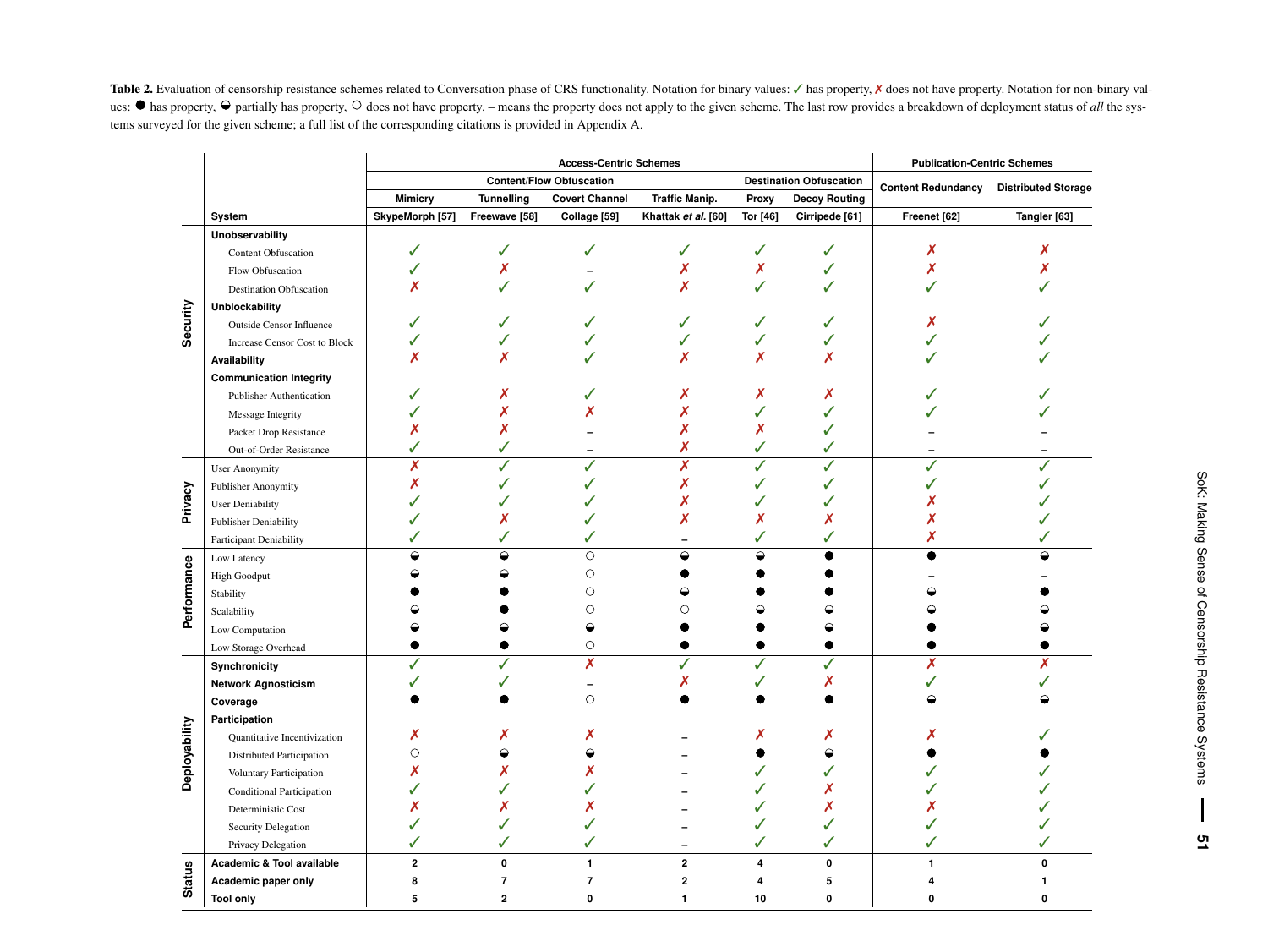**Table 2.** Evaluation of censorship resistance schemes related to Conversation phase of CRS functionality. Notation for binary values: ✓ has property, ✗ does not have property. Notation for non-binary values: ● has property, ◒ partially has property, ○ does not have property. – means the property does not apply to the given scheme. The last row provides a breakdown of deployment status of *all* the systems surveyed for the given scheme; a full list of the corresponding citations is provided in Appendix A.

| | | Access-Centric Schemes | | | | | | Publication-Centric Schemes | |
|---|---|---|---|---|---|---|---|---|---|
| | | Content/Flow Obfuscation | | | | Destination Obfuscation | | Content Redundancy | Distributed Storage |
| | | Mimicry | Tunnelling | Covert Channel | Traffic Manip. | Proxy | Decoy Routing | | |
| | **System** | **SkypeMorph [57]** | **Freewave [58]** | **Collage [59]** | **Khattak *et al.* [60]** | **Tor [46]** | **Cirripede [61]** | **Freenet [62]** | **Tangler [63]** |
| **Security** | **Unobservability** | | | | | | | | |
| | Content Obfuscation | ✓ | ✓ | ✓ | ✓ | ✓ | ✓ | ✗ | ✗ |
| | Flow Obfuscation | ✓ | ✗ | – | ✗ | ✗ | ✓ | ✗ | ✗ |
| | Destination Obfuscation | ✗ | ✓ | ✓ | ✗ | ✓ | ✓ | ✓ | ✓ |
| | **Unblockability** | | | | | | | | |
| | Outside Censor Influence | ✓ | ✓ | ✓ | ✓ | ✓ | ✓ | ✗ | ✓ |
| | Increase Censor Cost to Block | ✓ | ✓ | ✓ | ✓ | ✓ | ✓ | ✓ | ✓ |
| | **Availability** | ✗ | ✗ | ✓ | ✗ | ✗ | ✗ | ✓ | ✓ |
| | **Communication Integrity** | | | | | | | | |
| | Publisher Authentication | ✓ | ✗ | ✓ | ✗ | ✗ | ✗ | ✓ | ✓ |
| | Message Integrity | ✓ | ✗ | ✗ | ✗ | ✓ | ✓ | ✓ | ✓ |
| | Packet Drop Resistance | ✗ | ✗ | – | ✗ | ✗ | ✓ | – | – |
| | Out-of-Order Resistance | ✓ | ✓ | – | ✗ | ✓ | ✓ | – | – |
| **Privacy** | User Anonymity | ✗ | ✓ | ✓ | ✗ | ✓ | ✓ | ✓ | ✓ |
| | Publisher Anonymity | ✗ | ✓ | ✓ | ✗ | ✓ | ✓ | ✓ | ✓ |
| | User Deniability | ✓ | ✓ | ✓ | ✗ | ✓ | ✓ | ✗ | ✓ |
| | Publisher Deniability | ✓ | ✗ | ✓ | ✗ | ✗ | ✗ | ✗ | ✓ |
| | Participant Deniability | ✓ | ✓ | ✓ | – | ✓ | ✓ | ✗ | ✓ |
| **Performance** | Low Latency | ◒ | ◒ | ○ | ◒ | ◒ | ● | ● | ◒ |
| | High Goodput | ◒ | ◒ | ○ | ● | ● | ● | – | – |
| | Stability | ● | ● | ○ | ◒ | ● | ● | ◒ | ● |
| | Scalability | ◒ | ● | ○ | ○ | ◒ | ◒ | ◒ | ◒ |
| | Low Computation | ◒ | ◒ | ◒ | ● | ● | ◒ | ● | ◒ |
| | Low Storage Overhead | ● | ● | ○ | ● | ● | ● | ● | ● |
| **Deployability** | **Synchronicity** | ✓ | ✓ | ✗ | ✓ | ✓ | ✓ | ✗ | ✗ |
| | **Network Agnosticism** | ✓ | ✓ | – | ✗ | ✓ | ✗ | ✓ | ✓ |
| | **Coverage** | ● | ● | ○ | ● | ● | ● | ◒ | ◒ |
| | **Participation** | | | | | | | | |
| | Quantitative Incentivization | ✗ | ✗ | ✗ | – | ✗ | ✗ | ✗ | ✓ |
| | Distributed Participation | ○ | ◒ | ◒ | – | ● | ◒ | ● | ● |
| | Voluntary Participation | ✗ | ✗ | ✗ | – | ✓ | ✓ | ✓ | ✓ |
| | Conditional Participation | ✓ | ✓ | ✓ | – | ✓ | ✗ | ✓ | ✓ |
| | Deterministic Cost | ✗ | ✗ | ✗ | – | ✓ | ✗ | ✗ | ✓ |
| | Security Delegation | ✓ | ✓ | ✓ | – | ✓ | ✓ | ✓ | ✓ |
| | Privacy Delegation | ✓ | ✓ | ✓ | – | ✓ | ✓ | ✓ | ✓ |
| **Status** | **Academic & Tool available** | 2 | 0 | 1 | 2 | 4 | 0 | 1 | 0 |
| | **Academic paper only** | 8 | 7 | 7 | 2 | 4 | 5 | 4 | 1 |
| | **Tool only** | 5 | 2 | 0 | 1 | 10 | 0 | 0 | 0 |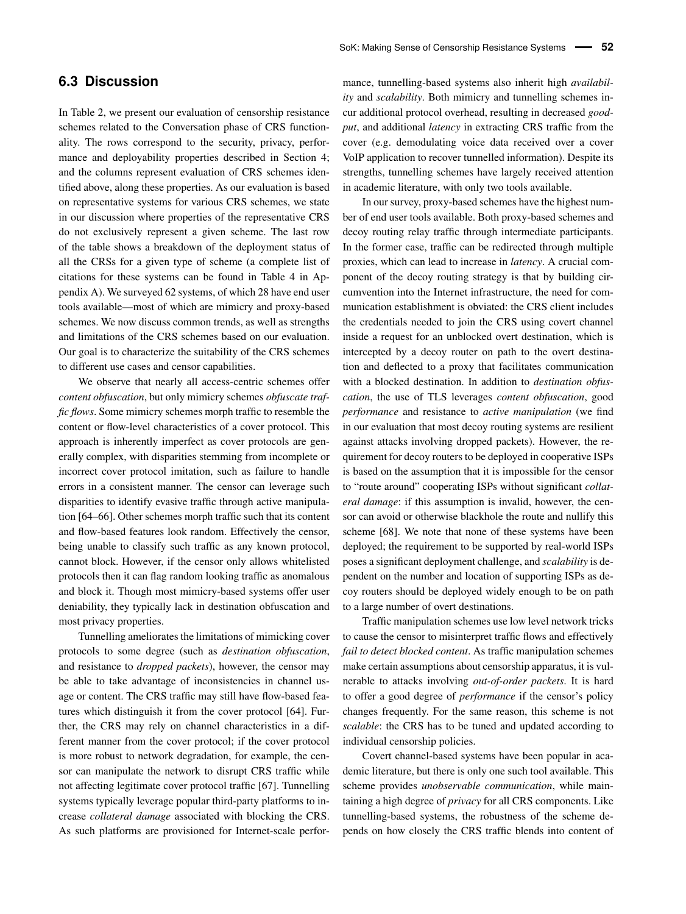## 6.3 Discussion

In Table 2, we present our evaluation of censorship resistance schemes related to the Conversation phase of CRS functionality. The rows correspond to the security, privacy, performance and deployability properties described in Section 4; and the columns represent evaluation of CRS schemes identified above, along these properties. As our evaluation is based on representative systems for various CRS schemes, we state in our discussion where properties of the representative CRS do not exclusively represent a given scheme. The last row of the table shows a breakdown of the deployment status of all the CRSs for a given type of scheme (a complete list of citations for these systems can be found in Table 4 in Appendix A). We surveyed 62 systems, of which 28 have end user tools available—most of which are mimicry and proxy-based schemes. We now discuss common trends, as well as strengths and limitations of the CRS schemes based on our evaluation. Our goal is to characterize the suitability of the CRS schemes to different use cases and censor capabilities.

We observe that nearly all access-centric schemes offer *content obfuscation*, but only mimicry schemes *obfuscate traffic flows*. Some mimicry schemes morph traffic to resemble the content or flow-level characteristics of a cover protocol. This approach is inherently imperfect as cover protocols are generally complex, with disparities stemming from incomplete or incorrect cover protocol imitation, such as failure to handle errors in a consistent manner. The censor can leverage such disparities to identify evasive traffic through active manipulation [64–66]. Other schemes morph traffic such that its content and flow-based features look random. Effectively the censor, being unable to classify such traffic as any known protocol, cannot block. However, if the censor only allows whitelisted protocols then it can flag random looking traffic as anomalous and block it. Though most mimicry-based systems offer user deniability, they typically lack in destination obfuscation and most privacy properties.

Tunnelling ameliorates the limitations of mimicking cover protocols to some degree (such as *destination obfuscation*, and resistance to *dropped packets*), however, the censor may be able to take advantage of inconsistencies in channel usage or content. The CRS traffic may still have flow-based features which distinguish it from the cover protocol [64]. Further, the CRS may rely on channel characteristics in a different manner from the cover protocol; if the cover protocol is more robust to network degradation, for example, the censor can manipulate the network to disrupt CRS traffic while not affecting legitimate cover protocol traffic [67]. Tunnelling systems typically leverage popular third-party platforms to increase *collateral damage* associated with blocking the CRS. As such platforms are provisioned for Internet-scale performance, tunnelling-based systems also inherit high *availability* and *scalability*. Both mimicry and tunnelling schemes incur additional protocol overhead, resulting in decreased *goodput*, and additional *latency* in extracting CRS traffic from the cover (e.g. demodulating voice data received over a cover VoIP application to recover tunnelled information). Despite its strengths, tunnelling schemes have largely received attention in academic literature, with only two tools available.

In our survey, proxy-based schemes have the highest number of end user tools available. Both proxy-based schemes and decoy routing relay traffic through intermediate participants. In the former case, traffic can be redirected through multiple proxies, which can lead to increase in *latency*. A crucial component of the decoy routing strategy is that by building circumvention into the Internet infrastructure, the need for communication establishment is obviated: the CRS client includes the credentials needed to join the CRS using covert channel inside a request for an unblocked overt destination, which is intercepted by a decoy router on path to the overt destination and deflected to a proxy that facilitates communication with a blocked destination. In addition to *destination obfuscation*, the use of TLS leverages *content obfuscation*, good *performance* and resistance to *active manipulation* (we find in our evaluation that most decoy routing systems are resilient against attacks involving dropped packets). However, the requirement for decoy routers to be deployed in cooperative ISPs is based on the assumption that it is impossible for the censor to "route around" cooperating ISPs without significant *collateral damage*: if this assumption is invalid, however, the censor can avoid or otherwise blackhole the route and nullify this scheme [68]. We note that none of these systems have been deployed; the requirement to be supported by real-world ISPs poses a significant deployment challenge, and *scalability* is dependent on the number and location of supporting ISPs as decoy routers should be deployed widely enough to be on path to a large number of overt destinations.

Traffic manipulation schemes use low level network tricks to cause the censor to misinterpret traffic flows and effectively *fail to detect blocked content*. As traffic manipulation schemes make certain assumptions about censorship apparatus, it is vulnerable to attacks involving *out-of-order packets*. It is hard to offer a good degree of *performance* if the censor's policy changes frequently. For the same reason, this scheme is not *scalable*: the CRS has to be tuned and updated according to individual censorship policies.

Covert channel-based systems have been popular in academic literature, but there is only one such tool available. This scheme provides *unobservable communication*, while maintaining a high degree of *privacy* for all CRS components. Like tunnelling-based systems, the robustness of the scheme depends on how closely the CRS traffic blends into content of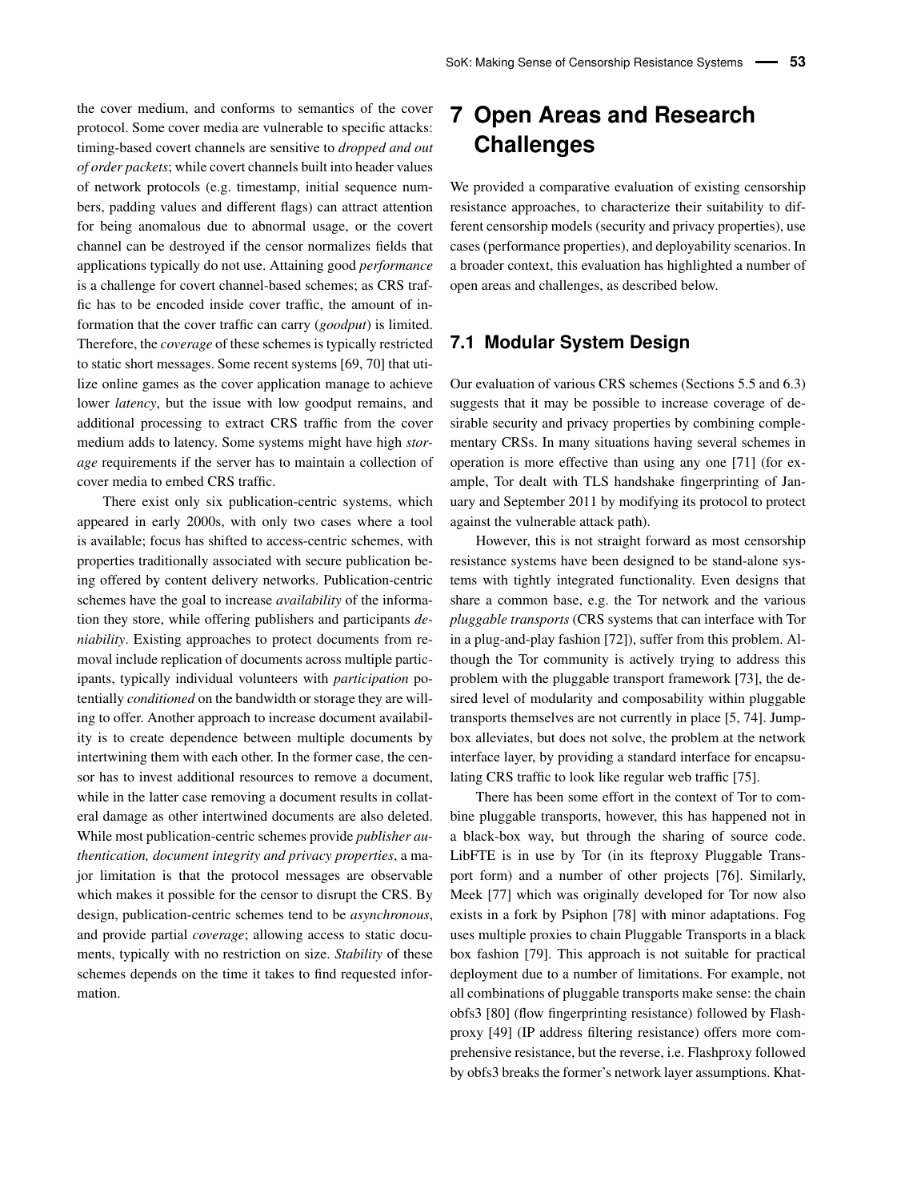the cover medium, and conforms to semantics of the cover protocol. Some cover media are vulnerable to specific attacks: timing-based covert channels are sensitive to *dropped and out of order packets*; while covert channels built into header values of network protocols (e.g. timestamp, initial sequence numbers, padding values and different flags) can attract attention for being anomalous due to abnormal usage, or the covert channel can be destroyed if the censor normalizes fields that applications typically do not use. Attaining good *performance* is a challenge for covert channel-based schemes; as CRS traffic has to be encoded inside cover traffic, the amount of information that the cover traffic can carry (*goodput*) is limited. Therefore, the *coverage* of these schemes is typically restricted to static short messages. Some recent systems [69, 70] that utilize online games as the cover application manage to achieve lower *latency*, but the issue with low goodput remains, and additional processing to extract CRS traffic from the cover medium adds to latency. Some systems might have high *storage* requirements if the server has to maintain a collection of cover media to embed CRS traffic.

There exist only six publication-centric systems, which appeared in early 2000s, with only two cases where a tool is available; focus has shifted to access-centric schemes, with properties traditionally associated with secure publication being offered by content delivery networks. Publication-centric schemes have the goal to increase *availability* of the information they store, while offering publishers and participants *deniability*. Existing approaches to protect documents from removal include replication of documents across multiple participants, typically individual volunteers with *participation* potentially *conditioned* on the bandwidth or storage they are willing to offer. Another approach to increase document availability is to create dependence between multiple documents by intertwining them with each other. In the former case, the censor has to invest additional resources to remove a document, while in the latter case removing a document results in collateral damage as other intertwined documents are also deleted. While most publication-centric schemes provide *publisher authentication, document integrity and privacy properties*, a major limitation is that the protocol messages are observable which makes it possible for the censor to disrupt the CRS. By design, publication-centric schemes tend to be *asynchronous*, and provide partial *coverage*; allowing access to static documents, typically with no restriction on size. *Stability* of these schemes depends on the time it takes to find requested information.

# 7 Open Areas and Research Challenges

We provided a comparative evaluation of existing censorship resistance approaches, to characterize their suitability to different censorship models (security and privacy properties), use cases (performance properties), and deployability scenarios. In a broader context, this evaluation has highlighted a number of open areas and challenges, as described below.

## 7.1 Modular System Design

Our evaluation of various CRS schemes (Sections 5.5 and 6.3) suggests that it may be possible to increase coverage of desirable security and privacy properties by combining complementary CRSs. In many situations having several schemes in operation is more effective than using any one [71] (for example, Tor dealt with TLS handshake fingerprinting of January and September 2011 by modifying its protocol to protect against the vulnerable attack path).

However, this is not straight forward as most censorship resistance systems have been designed to be stand-alone systems with tightly integrated functionality. Even designs that share a common base, e.g. the Tor network and the various *pluggable transports* (CRS systems that can interface with Tor in a plug-and-play fashion [72]), suffer from this problem. Although the Tor community is actively trying to address this problem with the pluggable transport framework [73], the desired level of modularity and composability within pluggable transports themselves are not currently in place [5, 74]. Jumpbox alleviates, but does not solve, the problem at the network interface layer, by providing a standard interface for encapsulating CRS traffic to look like regular web traffic [75].

There has been some effort in the context of Tor to combine pluggable transports, however, this has happened not in a black-box way, but through the sharing of source code. LibFTE is in use by Tor (in its fteproxy Pluggable Transport form) and a number of other projects [76]. Similarly, Meek [77] which was originally developed for Tor now also exists in a fork by Psiphon [78] with minor adaptations. Fog uses multiple proxies to chain Pluggable Transports in a black box fashion [79]. This approach is not suitable for practical deployment due to a number of limitations. For example, not all combinations of pluggable transports make sense: the chain obfs3 [80] (flow fingerprinting resistance) followed by Flashproxy [49] (IP address filtering resistance) offers more comprehensive resistance, but the reverse, i.e. Flashproxy followed by obfs3 breaks the former's network layer assumptions. Khat-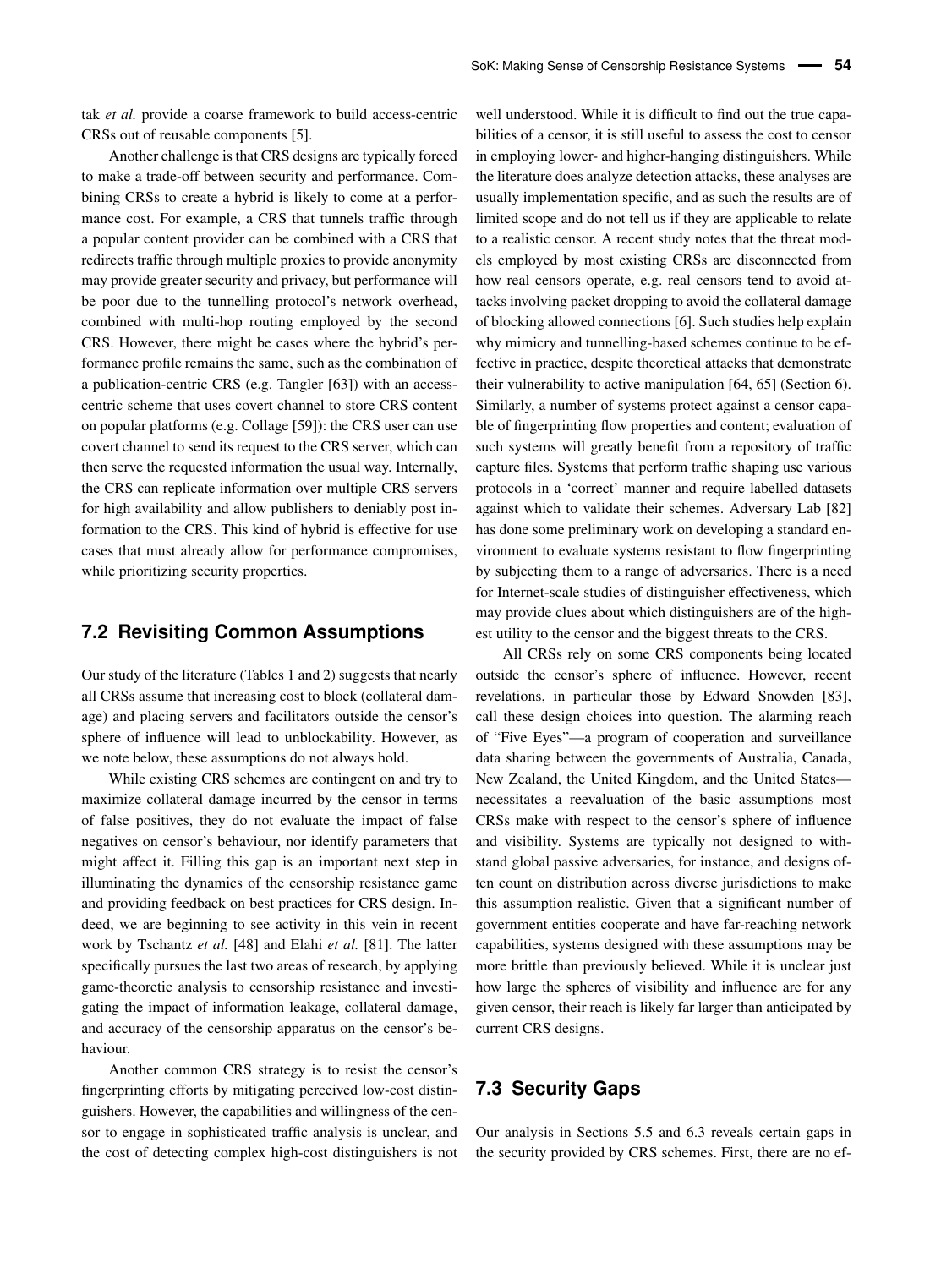tak *et al.* provide a coarse framework to build access-centric CRSs out of reusable components [5].

Another challenge is that CRS designs are typically forced to make a trade-off between security and performance. Combining CRSs to create a hybrid is likely to come at a performance cost. For example, a CRS that tunnels traffic through a popular content provider can be combined with a CRS that redirects traffic through multiple proxies to provide anonymity may provide greater security and privacy, but performance will be poor due to the tunnelling protocol's network overhead, combined with multi-hop routing employed by the second CRS. However, there might be cases where the hybrid's performance profile remains the same, such as the combination of a publication-centric CRS (e.g. Tangler [63]) with an access-centric scheme that uses covert channel to store CRS content on popular platforms (e.g. Collage [59]): the CRS user can use covert channel to send its request to the CRS server, which can then serve the requested information the usual way. Internally, the CRS can replicate information over multiple CRS servers for high availability and allow publishers to deniably post information to the CRS. This kind of hybrid is effective for use cases that must already allow for performance compromises, while prioritizing security properties.

## 7.2 Revisiting Common Assumptions

Our study of the literature (Tables 1 and 2) suggests that nearly all CRSs assume that increasing cost to block (collateral damage) and placing servers and facilitators outside the censor's sphere of influence will lead to unblockability. However, as we note below, these assumptions do not always hold.

While existing CRS schemes are contingent on and try to maximize collateral damage incurred by the censor in terms of false positives, they do not evaluate the impact of false negatives on censor's behaviour, nor identify parameters that might affect it. Filling this gap is an important next step in illuminating the dynamics of the censorship resistance game and providing feedback on best practices for CRS design. Indeed, we are beginning to see activity in this vein in recent work by Tschantz *et al.* [48] and Elahi *et al.* [81]. The latter specifically pursues the last two areas of research, by applying game-theoretic analysis to censorship resistance and investigating the impact of information leakage, collateral damage, and accuracy of the censorship apparatus on the censor's behaviour.

Another common CRS strategy is to resist the censor's fingerprinting efforts by mitigating perceived low-cost distinguishers. However, the capabilities and willingness of the censor to engage in sophisticated traffic analysis is unclear, and the cost of detecting complex high-cost distinguishers is not well understood. While it is difficult to find out the true capabilities of a censor, it is still useful to assess the cost to censor in employing lower- and higher-hanging distinguishers. While the literature does analyze detection attacks, these analyses are usually implementation specific, and as such the results are of limited scope and do not tell us if they are applicable to relate to a realistic censor. A recent study notes that the threat models employed by most existing CRSs are disconnected from how real censors operate, e.g. real censors tend to avoid attacks involving packet dropping to avoid the collateral damage of blocking allowed connections [6]. Such studies help explain why mimicry and tunnelling-based schemes continue to be effective in practice, despite theoretical attacks that demonstrate their vulnerability to active manipulation [64, 65] (Section 6). Similarly, a number of systems protect against a censor capable of fingerprinting flow properties and content; evaluation of such systems will greatly benefit from a repository of traffic capture files. Systems that perform traffic shaping use various protocols in a 'correct' manner and require labelled datasets against which to validate their schemes. Adversary Lab [82] has done some preliminary work on developing a standard environment to evaluate systems resistant to flow fingerprinting by subjecting them to a range of adversaries. There is a need for Internet-scale studies of distinguisher effectiveness, which may provide clues about which distinguishers are of the highest utility to the censor and the biggest threats to the CRS.

All CRSs rely on some CRS components being located outside the censor's sphere of influence. However, recent revelations, in particular those by Edward Snowden [83], call these design choices into question. The alarming reach of "Five Eyes"—a program of cooperation and surveillance data sharing between the governments of Australia, Canada, New Zealand, the United Kingdom, and the United States—necessitates a reevaluation of the basic assumptions most CRSs make with respect to the censor's sphere of influence and visibility. Systems are typically not designed to withstand global passive adversaries, for instance, and designs often count on distribution across diverse jurisdictions to make this assumption realistic. Given that a significant number of government entities cooperate and have far-reaching network capabilities, systems designed with these assumptions may be more brittle than previously believed. While it is unclear just how large the spheres of visibility and influence are for any given censor, their reach is likely far larger than anticipated by current CRS designs.

## 7.3 Security Gaps

Our analysis in Sections 5.5 and 6.3 reveals certain gaps in the security provided by CRS schemes. First, there are no ef-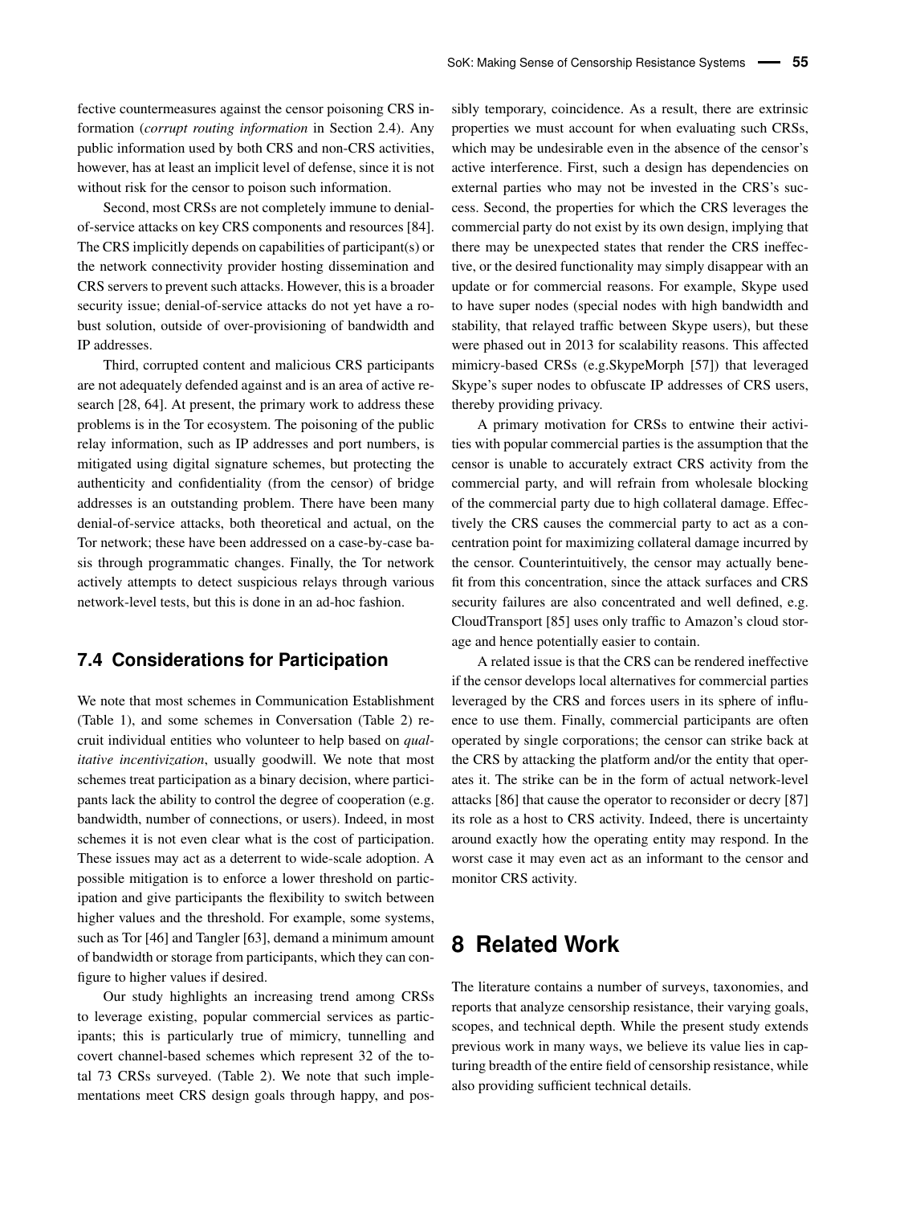fective countermeasures against the censor poisoning CRS information (*corrupt routing information* in Section 2.4). Any public information used by both CRS and non-CRS activities, however, has at least an implicit level of defense, since it is not without risk for the censor to poison such information.

Second, most CRSs are not completely immune to denial-of-service attacks on key CRS components and resources [84]. The CRS implicitly depends on capabilities of participant(s) or the network connectivity provider hosting dissemination and CRS servers to prevent such attacks. However, this is a broader security issue; denial-of-service attacks do not yet have a robust solution, outside of over-provisioning of bandwidth and IP addresses.

Third, corrupted content and malicious CRS participants are not adequately defended against and is an area of active research [28, 64]. At present, the primary work to address these problems is in the Tor ecosystem. The poisoning of the public relay information, such as IP addresses and port numbers, is mitigated using digital signature schemes, but protecting the authenticity and confidentiality (from the censor) of bridge addresses is an outstanding problem. There have been many denial-of-service attacks, both theoretical and actual, on the Tor network; these have been addressed on a case-by-case basis through programmatic changes. Finally, the Tor network actively attempts to detect suspicious relays through various network-level tests, but this is done in an ad-hoc fashion.

## 7.4 Considerations for Participation

We note that most schemes in Communication Establishment (Table 1), and some schemes in Conversation (Table 2) recruit individual entities who volunteer to help based on *qualitative incentivization*, usually goodwill. We note that most schemes treat participation as a binary decision, where participants lack the ability to control the degree of cooperation (e.g. bandwidth, number of connections, or users). Indeed, in most schemes it is not even clear what is the cost of participation. These issues may act as a deterrent to wide-scale adoption. A possible mitigation is to enforce a lower threshold on participation and give participants the flexibility to switch between higher values and the threshold. For example, some systems, such as Tor [46] and Tangler [63], demand a minimum amount of bandwidth or storage from participants, which they can configure to higher values if desired.

Our study highlights an increasing trend among CRSs to leverage existing, popular commercial services as participants; this is particularly true of mimicry, tunnelling and covert channel-based schemes which represent 32 of the total 73 CRSs surveyed. (Table 2). We note that such implementations meet CRS design goals through happy, and possibly temporary, coincidence. As a result, there are extrinsic properties we must account for when evaluating such CRSs, which may be undesirable even in the absence of the censor's active interference. First, such a design has dependencies on external parties who may not be invested in the CRS's success. Second, the properties for which the CRS leverages the commercial party do not exist by its own design, implying that there may be unexpected states that render the CRS ineffective, or the desired functionality may simply disappear with an update or for commercial reasons. For example, Skype used to have super nodes (special nodes with high bandwidth and stability, that relayed traffic between Skype users), but these were phased out in 2013 for scalability reasons. This affected mimicry-based CRSs (e.g.SkypeMorph [57]) that leveraged Skype's super nodes to obfuscate IP addresses of CRS users, thereby providing privacy.

A primary motivation for CRSs to entwine their activities with popular commercial parties is the assumption that the censor is unable to accurately extract CRS activity from the commercial party, and will refrain from wholesale blocking of the commercial party due to high collateral damage. Effectively the CRS causes the commercial party to act as a concentration point for maximizing collateral damage incurred by the censor. Counterintuitively, the censor may actually benefit from this concentration, since the attack surfaces and CRS security failures are also concentrated and well defined, e.g. CloudTransport [85] uses only traffic to Amazon's cloud storage and hence potentially easier to contain.

A related issue is that the CRS can be rendered ineffective if the censor develops local alternatives for commercial parties leveraged by the CRS and forces users in its sphere of influence to use them. Finally, commercial participants are often operated by single corporations; the censor can strike back at the CRS by attacking the platform and/or the entity that operates it. The strike can be in the form of actual network-level attacks [86] that cause the operator to reconsider or decry [87] its role as a host to CRS activity. Indeed, there is uncertainty around exactly how the operating entity may respond. In the worst case it may even act as an informant to the censor and monitor CRS activity.

# 8 Related Work

The literature contains a number of surveys, taxonomies, and reports that analyze censorship resistance, their varying goals, scopes, and technical depth. While the present study extends previous work in many ways, we believe its value lies in capturing breadth of the entire field of censorship resistance, while also providing sufficient technical details.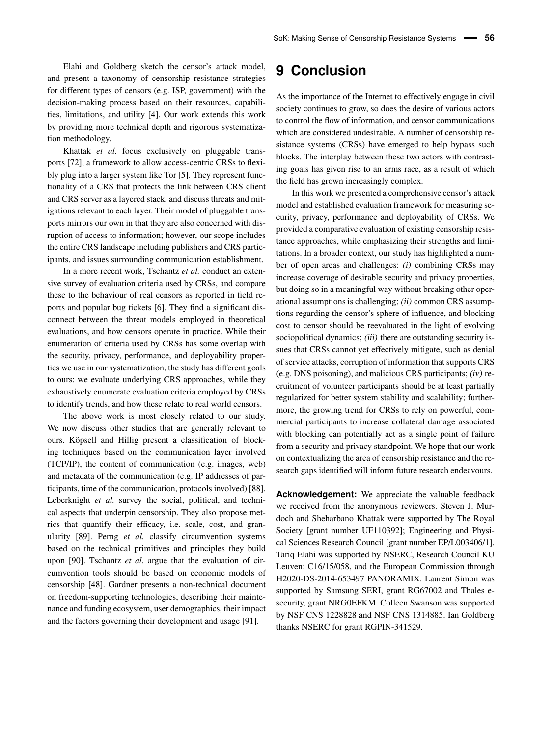Elahi and Goldberg sketch the censor's attack model, and present a taxonomy of censorship resistance strategies for different types of censors (e.g. ISP, government) with the decision-making process based on their resources, capabilities, limitations, and utility [4]. Our work extends this work by providing more technical depth and rigorous systematization methodology.

Khattak *et al.* focus exclusively on pluggable transports [72], a framework to allow access-centric CRSs to flexibly plug into a larger system like Tor [5]. They represent functionality of a CRS that protects the link between CRS client and CRS server as a layered stack, and discuss threats and mitigations relevant to each layer. Their model of pluggable transports mirrors our own in that they are also concerned with disruption of access to information; however, our scope includes the entire CRS landscape including publishers and CRS participants, and issues surrounding communication establishment.

In a more recent work, Tschantz *et al.* conduct an extensive survey of evaluation criteria used by CRSs, and compare these to the behaviour of real censors as reported in field reports and popular bug tickets [6]. They find a significant disconnect between the threat models employed in theoretical evaluations, and how censors operate in practice. While their enumeration of criteria used by CRSs has some overlap with the security, privacy, performance, and deployability properties we use in our systematization, the study has different goals to ours: we evaluate underlying CRS approaches, while they exhaustively enumerate evaluation criteria employed by CRSs to identify trends, and how these relate to real world censors.

The above work is most closely related to our study. We now discuss other studies that are generally relevant to ours. Köpsell and Hillig present a classification of blocking techniques based on the communication layer involved (TCP/IP), the content of communication (e.g. images, web) and metadata of the communication (e.g. IP addresses of participants, time of the communication, protocols involved) [88]. Leberknight *et al.* survey the social, political, and technical aspects that underpin censorship. They also propose metrics that quantify their efficacy, i.e. scale, cost, and granularity [89]. Perng *et al.* classify circumvention systems based on the technical primitives and principles they build upon [90]. Tschantz *et al.* argue that the evaluation of circumvention tools should be based on economic models of censorship [48]. Gardner presents a non-technical document on freedom-supporting technologies, describing their maintenance and funding ecosystem, user demographics, their impact and the factors governing their development and usage [91].

# 9 Conclusion

As the importance of the Internet to effectively engage in civil society continues to grow, so does the desire of various actors to control the flow of information, and censor communications which are considered undesirable. A number of censorship resistance systems (CRSs) have emerged to help bypass such blocks. The interplay between these two actors with contrasting goals has given rise to an arms race, as a result of which the field has grown increasingly complex.

In this work we presented a comprehensive censor's attack model and established evaluation framework for measuring security, privacy, performance and deployability of CRSs. We provided a comparative evaluation of existing censorship resistance approaches, while emphasizing their strengths and limitations. In a broader context, our study has highlighted a number of open areas and challenges: *(i)* combining CRSs may increase coverage of desirable security and privacy properties, but doing so in a meaningful way without breaking other operational assumptions is challenging; *(ii)* common CRS assumptions regarding the censor's sphere of influence, and blocking cost to censor should be reevaluated in the light of evolving sociopolitical dynamics; *(iii)* there are outstanding security issues that CRSs cannot yet effectively mitigate, such as denial of service attacks, corruption of information that supports CRS (e.g. DNS poisoning), and malicious CRS participants; *(iv)* recruitment of volunteer participants should be at least partially regularized for better system stability and scalability; furthermore, the growing trend for CRSs to rely on powerful, commercial participants to increase collateral damage associated with blocking can potentially act as a single point of failure from a security and privacy standpoint. We hope that our work on contextualizing the area of censorship resistance and the research gaps identified will inform future research endeavours.

**Acknowledgement:** We appreciate the valuable feedback we received from the anonymous reviewers. Steven J. Murdoch and Sheharbano Khattak were supported by The Royal Society [grant number UF110392]; Engineering and Physical Sciences Research Council [grant number EP/L003406/1]. Tariq Elahi was supported by NSERC, Research Council KU Leuven: C16/15/058, and the European Commission through H2020-DS-2014-653497 PANORAMIX. Laurent Simon was supported by Samsung SERI, grant RG67002 and Thales e-security, grant NRG0EFKM. Colleen Swanson was supported by NSF CNS 1228828 and NSF CNS 1314885. Ian Goldberg thanks NSERC for grant RGPIN-341529.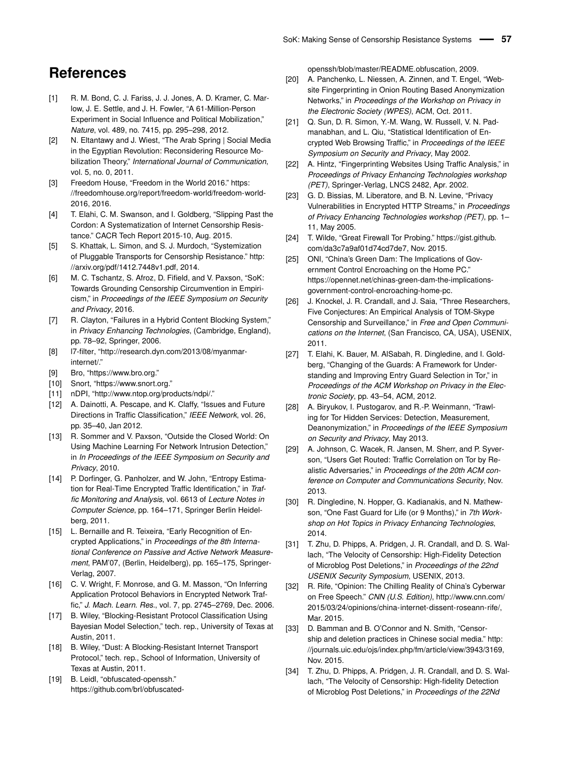# References

[1] R. M. Bond, C. J. Fariss, J. J. Jones, A. D. Kramer, C. Marlow, J. E. Settle, and J. H. Fowler, "A 61-Million-Person Experiment in Social Influence and Political Mobilization," *Nature*, vol. 489, no. 7415, pp. 295–298, 2012.

[2] N. Eltantawy and J. Wiest, "The Arab Spring | Social Media in the Egyptian Revolution: Reconsidering Resource Mobilization Theory," *International Journal of Communication*, vol. 5, no. 0, 2011.

[3] Freedom House, "Freedom in the World 2016." https://freedomhouse.org/report/freedom-world/freedom-world-2016, 2016.

[4] T. Elahi, C. M. Swanson, and I. Goldberg, "Slipping Past the Cordon: A Systematization of Internet Censorship Resistance." CACR Tech Report 2015-10, Aug. 2015.

[5] S. Khattak, L. Simon, and S. J. Murdoch, "Systemization of Pluggable Transports for Censorship Resistance." http://arxiv.org/pdf/1412.7448v1.pdf, 2014.

[6] M. C. Tschantz, S. Afroz, D. Fifield, and V. Paxson, "SoK: Towards Grounding Censorship Circumvention in Empiricism," in *Proceedings of the IEEE Symposium on Security and Privacy*, 2016.

[7] R. Clayton, "Failures in a Hybrid Content Blocking System," in *Privacy Enhancing Technologies*, (Cambridge, England), pp. 78–92, Springer, 2006.

[8] l7-filter, "http://research.dyn.com/2013/08/myanmar-internet/."

[9] Bro, "https://www.bro.org."

[10] Snort, "https://www.snort.org."

[11] nDPI, "http://www.ntop.org/products/ndpi/."

[12] A. Dainotti, A. Pescape, and K. Claffy, "Issues and Future Directions in Traffic Classification," *IEEE Network*, vol. 26, pp. 35–40, Jan 2012.

[13] R. Sommer and V. Paxson, "Outside the Closed World: On Using Machine Learning For Network Intrusion Detection," in *In Proceedings of the IEEE Symposium on Security and Privacy*, 2010.

[14] P. Dorfinger, G. Panholzer, and W. John, "Entropy Estimation for Real-Time Encrypted Traffic Identification," in *Traffic Monitoring and Analysis*, vol. 6613 of *Lecture Notes in Computer Science*, pp. 164–171, Springer Berlin Heidelberg, 2011.

[15] L. Bernaille and R. Teixeira, "Early Recognition of Encrypted Applications," in *Proceedings of the 8th International Conference on Passive and Active Network Measurement*, PAM'07, (Berlin, Heidelberg), pp. 165–175, Springer-Verlag, 2007.

[16] C. V. Wright, F. Monrose, and G. M. Masson, "On Inferring Application Protocol Behaviors in Encrypted Network Traffic," *J. Mach. Learn. Res.*, vol. 7, pp. 2745–2769, Dec. 2006.

[17] B. Wiley, "Blocking-Resistant Protocol Classification Using Bayesian Model Selection," tech. rep., University of Texas at Austin, 2011.

[18] B. Wiley, "Dust: A Blocking-Resistant Internet Transport Protocol," tech. rep., School of Information, University of Texas at Austin, 2011.

[19] B. Leidl, "obfuscated-openssh." https://github.com/brl/obfuscated-openssh/blob/master/README.obfuscation, 2009.

[20] A. Panchenko, L. Niessen, A. Zinnen, and T. Engel, "Website Fingerprinting in Onion Routing Based Anonymization Networks," in *Proceedings of the Workshop on Privacy in the Electronic Society (WPES)*, ACM, Oct. 2011.

[21] Q. Sun, D. R. Simon, Y.-M. Wang, W. Russell, V. N. Padmanabhan, and L. Qiu, "Statistical Identification of Encrypted Web Browsing Traffic," in *Proceedings of the IEEE Symposium on Security and Privacy*, May 2002.

[22] A. Hintz, "Fingerprinting Websites Using Traffic Analysis," in *Proceedings of Privacy Enhancing Technologies workshop (PET)*, Springer-Verlag, LNCS 2482, Apr. 2002.

[23] G. D. Bissias, M. Liberatore, and B. N. Levine, "Privacy Vulnerabilities in Encrypted HTTP Streams," in *Proceedings of Privacy Enhancing Technologies workshop (PET)*, pp. 1–11, May 2005.

[24] T. Wilde, "Great Firewall Tor Probing." https://gist.github.com/da3c7a9af01d74cd7de7, Nov. 2015.

[25] ONI, "China's Green Dam: The Implications of Government Control Encroaching on the Home PC." https://opennet.net/chinas-green-dam-the-implications-government-control-encroaching-home-pc.

[26] J. Knockel, J. R. Crandall, and J. Saia, "Three Researchers, Five Conjectures: An Empirical Analysis of TOM-Skype Censorship and Surveillance," in *Free and Open Communications on the Internet*, (San Francisco, CA, USA), USENIX, 2011.

[27] T. Elahi, K. Bauer, M. AlSabah, R. Dingledine, and I. Goldberg, "Changing of the Guards: A Framework for Understanding and Improving Entry Guard Selection in Tor," in *Proceedings of the ACM Workshop on Privacy in the Electronic Society*, pp. 43–54, ACM, 2012.

[28] A. Biryukov, I. Pustogarov, and R.-P. Weinmann, "Trawling for Tor Hidden Services: Detection, Measurement, Deanonymization," in *Proceedings of the IEEE Symposium on Security and Privacy*, May 2013.

[29] A. Johnson, C. Wacek, R. Jansen, M. Sherr, and P. Syverson, "Users Get Routed: Traffic Correlation on Tor by Realistic Adversaries," in *Proceedings of the 20th ACM conference on Computer and Communications Security*, Nov. 2013.

[30] R. Dingledine, N. Hopper, G. Kadianakis, and N. Mathewson, "One Fast Guard for Life (or 9 Months)," in *7th Workshop on Hot Topics in Privacy Enhancing Technologies*, 2014.

[31] T. Zhu, D. Phipps, A. Pridgen, J. R. Crandall, and D. S. Wallach, "The Velocity of Censorship: High-Fidelity Detection of Microblog Post Deletions," in *Proceedings of the 22nd USENIX Security Symposium*, USENIX, 2013.

[32] R. Rife, "Opinion: The Chilling Reality of China's Cyberwar on Free Speech." *CNN (U.S. Edition)*, http://www.cnn.com/2015/03/24/opinions/china-internet-dissent-roseann-rife/, Mar. 2015.

[33] D. Bamman and B. O'Connor and N. Smith, "Censorship and deletion practices in Chinese social media." http://journals.uic.edu/ojs/index.php/fm/article/view/3943/3169, Nov. 2015.

[34] T. Zhu, D. Phipps, A. Pridgen, J. R. Crandall, and D. S. Wallach, "The Velocity of Censorship: High-fidelity Detection of Microblog Post Deletions," in *Proceedings of the 22Nd*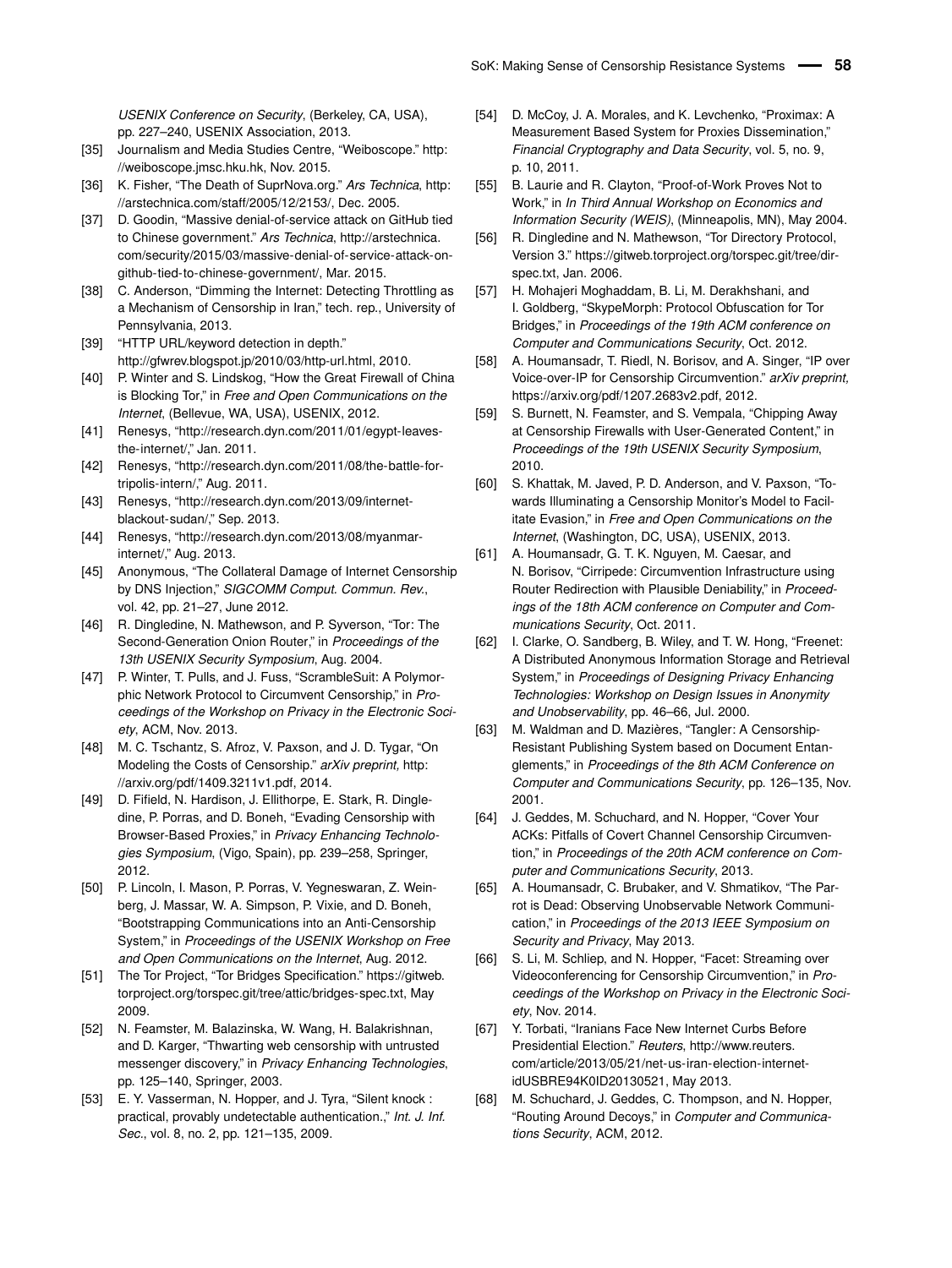*USENIX Conference on Security*, (Berkeley, CA, USA), pp. 227–240, USENIX Association, 2013.

[35] Journalism and Media Studies Centre, "Weiboscope." http://weiboscope.jmsc.hku.hk, Nov. 2015.

[36] K. Fisher, "The Death of SuprNova.org." *Ars Technica*, http://arstechnica.com/staff/2005/12/2153/, Dec. 2005.

[37] D. Goodin, "Massive denial-of-service attack on GitHub tied to Chinese government." *Ars Technica*, http://arstechnica.com/security/2015/03/massive-denial-of-service-attack-on-github-tied-to-chinese-government/, Mar. 2015.

[38] C. Anderson, "Dimming the Internet: Detecting Throttling as a Mechanism of Censorship in Iran," tech. rep., University of Pennsylvania, 2013.

[39] "HTTP URL/keyword detection in depth." http://gfwrev.blogspot.jp/2010/03/http-url.html, 2010.

[40] P. Winter and S. Lindskog, "How the Great Firewall of China is Blocking Tor," in *Free and Open Communications on the Internet*, (Bellevue, WA, USA), USENIX, 2012.

[41] Renesys, "http://research.dyn.com/2011/01/egypt-leaves-the-internet/," Jan. 2011.

[42] Renesys, "http://research.dyn.com/2011/08/the-battle-for-tripolis-intern/," Aug. 2011.

[43] Renesys, "http://research.dyn.com/2013/09/internet-blackout-sudan/," Sep. 2013.

[44] Renesys, "http://research.dyn.com/2013/08/myanmar-internet/," Aug. 2013.

[45] Anonymous, "The Collateral Damage of Internet Censorship by DNS Injection," *SIGCOMM Comput. Commun. Rev.*, vol. 42, pp. 21–27, June 2012.

[46] R. Dingledine, N. Mathewson, and P. Syverson, "Tor: The Second-Generation Onion Router," in *Proceedings of the 13th USENIX Security Symposium*, Aug. 2004.

[47] P. Winter, T. Pulls, and J. Fuss, "ScrambleSuit: A Polymorphic Network Protocol to Circumvent Censorship," in *Proceedings of the Workshop on Privacy in the Electronic Society*, ACM, Nov. 2013.

[48] M. C. Tschantz, S. Afroz, V. Paxson, and J. D. Tygar, "On Modeling the Costs of Censorship." *arXiv preprint,* http://arxiv.org/pdf/1409.3211v1.pdf, 2014.

[49] D. Fifield, N. Hardison, J. Ellithorpe, E. Stark, R. Dingledine, P. Porras, and D. Boneh, "Evading Censorship with Browser-Based Proxies," in *Privacy Enhancing Technologies Symposium*, (Vigo, Spain), pp. 239–258, Springer, 2012.

[50] P. Lincoln, I. Mason, P. Porras, V. Yegneswaran, Z. Weinberg, J. Massar, W. A. Simpson, P. Vixie, and D. Boneh, "Bootstrapping Communications into an Anti-Censorship System," in *Proceedings of the USENIX Workshop on Free and Open Communications on the Internet*, Aug. 2012.

[51] The Tor Project, "Tor Bridges Specification." https://gitweb.torproject.org/torspec.git/tree/attic/bridges-spec.txt, May 2009.

[52] N. Feamster, M. Balazinska, W. Wang, H. Balakrishnan, and D. Karger, "Thwarting web censorship with untrusted messenger discovery," in *Privacy Enhancing Technologies*, pp. 125–140, Springer, 2003.

[53] E. Y. Vasserman, N. Hopper, and J. Tyra, "Silent knock : practical, provably undetectable authentication.," *Int. J. Inf. Sec.*, vol. 8, no. 2, pp. 121–135, 2009.

[54] D. McCoy, J. A. Morales, and K. Levchenko, "Proximax: A Measurement Based System for Proxies Dissemination," *Financial Cryptography and Data Security*, vol. 5, no. 9, p. 10, 2011.

[55] B. Laurie and R. Clayton, "Proof-of-Work Proves Not to Work," in *In Third Annual Workshop on Economics and Information Security (WEIS)*, (Minneapolis, MN), May 2004.

[56] R. Dingledine and N. Mathewson, "Tor Directory Protocol, Version 3." https://gitweb.torproject.org/torspec.git/tree/dir-spec.txt, Jan. 2006.

[57] H. Mohajeri Moghaddam, B. Li, M. Derakhshani, and I. Goldberg, "SkypeMorph: Protocol Obfuscation for Tor Bridges," in *Proceedings of the 19th ACM conference on Computer and Communications Security*, Oct. 2012.

[58] A. Houmansadr, T. Riedl, N. Borisov, and A. Singer, "IP over Voice-over-IP for Censorship Circumvention." *arXiv preprint,* https://arxiv.org/pdf/1207.2683v2.pdf, 2012.

[59] S. Burnett, N. Feamster, and S. Vempala, "Chipping Away at Censorship Firewalls with User-Generated Content," in *Proceedings of the 19th USENIX Security Symposium*, 2010.

[60] S. Khattak, M. Javed, P. D. Anderson, and V. Paxson, "Towards Illuminating a Censorship Monitor's Model to Facilitate Evasion," in *Free and Open Communications on the Internet*, (Washington, DC, USA), USENIX, 2013.

[61] A. Houmansadr, G. T. K. Nguyen, M. Caesar, and N. Borisov, "Cirripede: Circumvention Infrastructure using Router Redirection with Plausible Deniability," in *Proceedings of the 18th ACM conference on Computer and Communications Security*, Oct. 2011.

[62] I. Clarke, O. Sandberg, B. Wiley, and T. W. Hong, "Freenet: A Distributed Anonymous Information Storage and Retrieval System," in *Proceedings of Designing Privacy Enhancing Technologies: Workshop on Design Issues in Anonymity and Unobservability*, pp. 46–66, Jul. 2000.

[63] M. Waldman and D. Mazières, "Tangler: A Censorship-Resistant Publishing System based on Document Entanglements," in *Proceedings of the 8th ACM Conference on Computer and Communications Security*, pp. 126–135, Nov. 2001.

[64] J. Geddes, M. Schuchard, and N. Hopper, "Cover Your ACKs: Pitfalls of Covert Channel Censorship Circumvention," in *Proceedings of the 20th ACM conference on Computer and Communications Security*, 2013.

[65] A. Houmansadr, C. Brubaker, and V. Shmatikov, "The Parrot is Dead: Observing Unobservable Network Communication," in *Proceedings of the 2013 IEEE Symposium on Security and Privacy*, May 2013.

[66] S. Li, M. Schliep, and N. Hopper, "Facet: Streaming over Videoconferencing for Censorship Circumvention," in *Proceedings of the Workshop on Privacy in the Electronic Society*, Nov. 2014.

[67] Y. Torbati, "Iranians Face New Internet Curbs Before Presidential Election." *Reuters*, http://www.reuters.com/article/2013/05/21/net-us-iran-election-internet-idUSBRE94K0ID20130521, May 2013.

[68] M. Schuchard, J. Geddes, C. Thompson, and N. Hopper, "Routing Around Decoys," in *Computer and Communications Security*, ACM, 2012.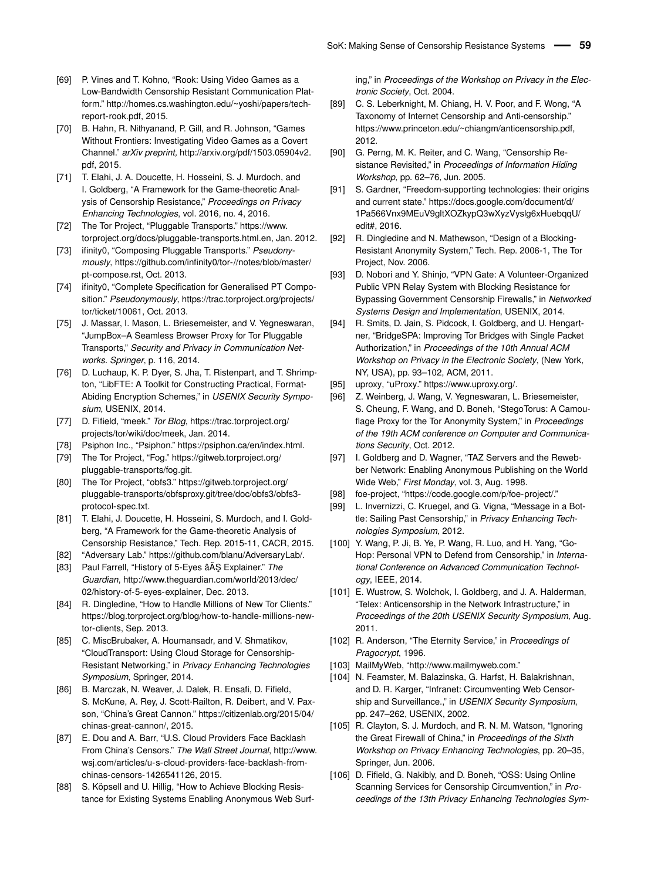[69] P. Vines and T. Kohno, "Rook: Using Video Games as a Low-Bandwidth Censorship Resistant Communication Platform." http://homes.cs.washington.edu/~yoshi/papers/tech-report-rook.pdf, 2015.

[70] B. Hahn, R. Nithyanand, P. Gill, and R. Johnson, "Games Without Frontiers: Investigating Video Games as a Covert Channel." *arXiv preprint*, http://arxiv.org/pdf/1503.05904v2.pdf, 2015.

[71] T. Elahi, J. A. Doucette, H. Hosseini, S. J. Murdoch, and I. Goldberg, "A Framework for the Game-theoretic Analysis of Censorship Resistance," *Proceedings on Privacy Enhancing Technologies*, vol. 2016, no. 4, 2016.

[72] The Tor Project, "Pluggable Transports." https://www.torproject.org/docs/pluggable-transports.html.en, Jan. 2012.

[73] ifinity0, "Composing Pluggable Transports." *Pseudonymously*, https://github.com/infinity0/tor-//notes/blob/master/pt-compose.rst, Oct. 2013.

[74] ifinity0, "Complete Specification for Generalised PT Composition." *Pseudonymously*, https://trac.torproject.org/projects/tor/ticket/10061, Oct. 2013.

[75] J. Massar, I. Mason, L. Briesemeister, and V. Yegneswaran, "JumpBox–A Seamless Browser Proxy for Tor Pluggable Transports," *Security and Privacy in Communication Networks. Springer*, p. 116, 2014.

[76] D. Luchaup, K. P. Dyer, S. Jha, T. Ristenpart, and T. Shrimpton, "LibFTE: A Toolkit for Constructing Practical, Format-Abiding Encryption Schemes," in *USENIX Security Symposium*, USENIX, 2014.

[77] D. Fifield, "meek." *Tor Blog*, https://trac.torproject.org/projects/tor/wiki/doc/meek, Jan. 2014.

[78] Psiphon Inc., "Psiphon." https://psiphon.ca/en/index.html.

[79] The Tor Project, "Fog." https://gitweb.torproject.org/pluggable-transports/fog.git.

[80] The Tor Project, "obfs3." https://gitweb.torproject.org/pluggable-transports/obfsproxy.git/tree/doc/obfs3/obfs3-protocol-spec.txt.

[81] T. Elahi, J. Doucette, H. Hosseini, S. Murdoch, and I. Goldberg, "A Framework for the Game-theoretic Analysis of Censorship Resistance," Tech. Rep. 2015-11, CACR, 2015.

[82] "Adversary Lab." https://github.com/blanu/AdversaryLab/.

[83] Paul Farrell, "History of 5-Eyes âĂŞ Explainer." *The Guardian*, http://www.theguardian.com/world/2013/dec/02/history-of-5-eyes-explainer, Dec. 2013.

[84] R. Dingledine, "How to Handle Millions of New Tor Clients." https://blog.torproject.org/blog/how-to-handle-millions-new-tor-clients, Sep. 2013.

[85] C. MiscBrubaker, A. Houmansadr, and V. Shmatikov, "CloudTransport: Using Cloud Storage for Censorship-Resistant Networking," in *Privacy Enhancing Technologies Symposium*, Springer, 2014.

[86] B. Marczak, N. Weaver, J. Dalek, R. Ensafi, D. Fifield, S. McKune, A. Rey, J. Scott-Railton, R. Deibert, and V. Paxson, "China's Great Cannon." https://citizenlab.org/2015/04/chinas-great-cannon/, 2015.

[87] E. Dou and A. Barr, "U.S. Cloud Providers Face Backlash From China's Censors." *The Wall Street Journal*, http://www.wsj.com/articles/u-s-cloud-providers-face-backlash-from-chinas-censors-1426541126, 2015.

[88] S. Köpsell and U. Hillig, "How to Achieve Blocking Resistance for Existing Systems Enabling Anonymous Web Surfing," in *Proceedings of the Workshop on Privacy in the Electronic Society*, Oct. 2004.

[89] C. S. Leberknight, M. Chiang, H. V. Poor, and F. Wong, "A Taxonomy of Internet Censorship and Anti-censorship." https://www.princeton.edu/~chiangm/anticensorship.pdf, 2012.

[90] G. Perng, M. K. Reiter, and C. Wang, "Censorship Resistance Revisited," in *Proceedings of Information Hiding Workshop*, pp. 62–76, Jun. 2005.

[91] S. Gardner, "Freedom-supporting technologies: their origins and current state." https://docs.google.com/document/d/1Pa566Vnx9MEuV9gltXOZkypQ3wXyzVyslg6xHuebqqU/edit#, 2016.

[92] R. Dingledine and N. Mathewson, "Design of a Blocking-Resistant Anonymity System," Tech. Rep. 2006-1, The Tor Project, Nov. 2006.

[93] D. Nobori and Y. Shinjo, "VPN Gate: A Volunteer-Organized Public VPN Relay System with Blocking Resistance for Bypassing Government Censorship Firewalls," in *Networked Systems Design and Implementation*, USENIX, 2014.

[94] R. Smits, D. Jain, S. Pidcock, I. Goldberg, and U. Hengartner, "BridgeSPA: Improving Tor Bridges with Single Packet Authorization," in *Proceedings of the 10th Annual ACM Workshop on Privacy in the Electronic Society*, (New York, NY, USA), pp. 93–102, ACM, 2011.

[95] uproxy, "uProxy." https://www.uproxy.org/.

[96] Z. Weinberg, J. Wang, V. Yegneswaran, L. Briesemeister, S. Cheung, F. Wang, and D. Boneh, "StegoTorus: A Camouflage Proxy for the Tor Anonymity System," in *Proceedings of the 19th ACM conference on Computer and Communications Security*, Oct. 2012.

[97] I. Goldberg and D. Wagner, "TAZ Servers and the Rewebber Network: Enabling Anonymous Publishing on the World Wide Web," *First Monday*, vol. 3, Aug. 1998.

[98] foe-project, "https://code.google.com/p/foe-project/."

[99] L. Invernizzi, C. Kruegel, and G. Vigna, "Message in a Bottle: Sailing Past Censorship," in *Privacy Enhancing Technologies Symposium*, 2012.

[100] Y. Wang, P. Ji, B. Ye, P. Wang, R. Luo, and H. Yang, "GoHop: Personal VPN to Defend from Censorship," in *International Conference on Advanced Communication Technology*, IEEE, 2014.

[101] E. Wustrow, S. Wolchok, I. Goldberg, and J. A. Halderman, "Telex: Anticensorship in the Network Infrastructure," in *Proceedings of the 20th USENIX Security Symposium*, Aug. 2011.

[102] R. Anderson, "The Eternity Service," in *Proceedings of Pragocrypt*, 1996.

[103] MailMyWeb, "http://www.mailmyweb.com."

[104] N. Feamster, M. Balazinska, G. Harfst, H. Balakrishnan, and D. R. Karger, "Infranet: Circumventing Web Censorship and Surveillance.," in *USENIX Security Symposium*, pp. 247–262, USENIX, 2002.

[105] R. Clayton, S. J. Murdoch, and R. N. M. Watson, "Ignoring the Great Firewall of China," in *Proceedings of the Sixth Workshop on Privacy Enhancing Technologies*, pp. 20–35, Springer, Jun. 2006.

[106] D. Fifield, G. Nakibly, and D. Boneh, "OSS: Using Online Scanning Services for Censorship Circumvention," in *Proceedings of the 13th Privacy Enhancing Technologies Sym-*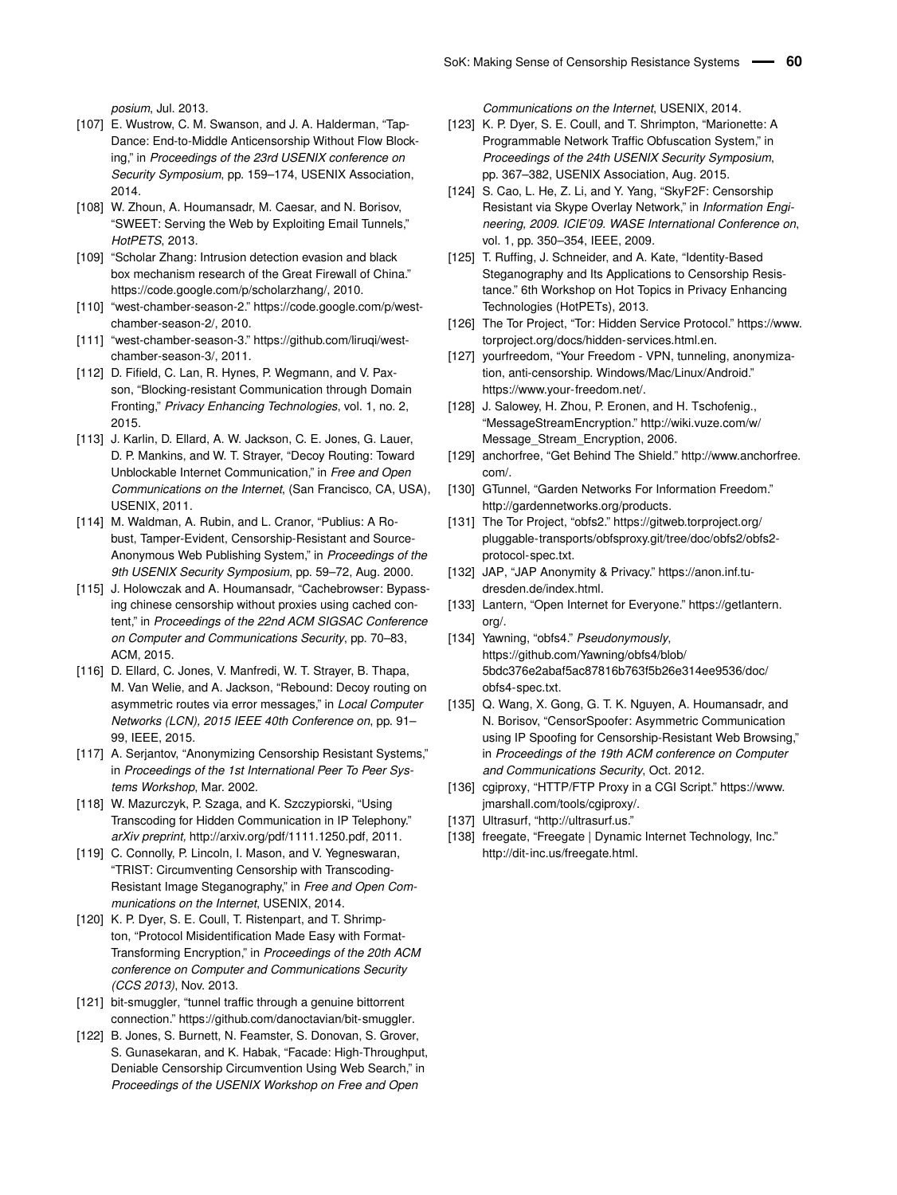*posium*, Jul. 2013.

- [107] E. Wustrow, C. M. Swanson, and J. A. Halderman, "TapDance: End-to-Middle Anticensorship Without Flow Blocking," in *Proceedings of the 23rd USENIX conference on Security Symposium*, pp. 159–174, USENIX Association, 2014.
- [108] W. Zhoun, A. Houmansadr, M. Caesar, and N. Borisov, "SWEET: Serving the Web by Exploiting Email Tunnels," *HotPETS*, 2013.
- [109] "Scholar Zhang: Intrusion detection evasion and black box mechanism research of the Great Firewall of China." https://code.google.com/p/scholarzhang/, 2010.
- [110] "west-chamber-season-2." https://code.google.com/p/west-chamber-season-2/, 2010.
- [111] "west-chamber-season-3." https://github.com/liruqi/west-chamber-season-3/, 2011.
- [112] D. Fifield, C. Lan, R. Hynes, P. Wegmann, and V. Paxson, "Blocking-resistant Communication through Domain Fronting," *Privacy Enhancing Technologies*, vol. 1, no. 2, 2015.
- [113] J. Karlin, D. Ellard, A. W. Jackson, C. E. Jones, G. Lauer, D. P. Mankins, and W. T. Strayer, "Decoy Routing: Toward Unblockable Internet Communication," in *Free and Open Communications on the Internet*, (San Francisco, CA, USA), USENIX, 2011.
- [114] M. Waldman, A. Rubin, and L. Cranor, "Publius: A Robust, Tamper-Evident, Censorship-Resistant and Source-Anonymous Web Publishing System," in *Proceedings of the 9th USENIX Security Symposium*, pp. 59–72, Aug. 2000.
- [115] J. Holowczak and A. Houmansadr, "Cachebrowser: Bypassing chinese censorship without proxies using cached content," in *Proceedings of the 22nd ACM SIGSAC Conference on Computer and Communications Security*, pp. 70–83, ACM, 2015.
- [116] D. Ellard, C. Jones, V. Manfredi, W. T. Strayer, B. Thapa, M. Van Welie, and A. Jackson, "Rebound: Decoy routing on asymmetric routes via error messages," in *Local Computer Networks (LCN), 2015 IEEE 40th Conference on*, pp. 91–99, IEEE, 2015.
- [117] A. Serjantov, "Anonymizing Censorship Resistant Systems," in *Proceedings of the 1st International Peer To Peer Systems Workshop*, Mar. 2002.
- [118] W. Mazurczyk, P. Szaga, and K. Szczypiorski, "Using Transcoding for Hidden Communication in IP Telephony." *arXiv preprint*, http://arxiv.org/pdf/1111.1250.pdf, 2011.
- [119] C. Connolly, P. Lincoln, I. Mason, and V. Yegneswaran, "TRIST: Circumventing Censorship with Transcoding-Resistant Image Steganography," in *Free and Open Communications on the Internet*, USENIX, 2014.
- [120] K. P. Dyer, S. E. Coull, T. Ristenpart, and T. Shrimpton, "Protocol Misidentification Made Easy with Format-Transforming Encryption," in *Proceedings of the 20th ACM conference on Computer and Communications Security (CCS 2013)*, Nov. 2013.
- [121] bit-smuggler, "tunnel traffic through a genuine bittorrent connection." https://github.com/danoctavian/bit-smuggler.
- [122] B. Jones, S. Burnett, N. Feamster, S. Donovan, S. Grover, S. Gunasekaran, and K. Habak, "Facade: High-Throughput, Deniable Censorship Circumvention Using Web Search," in *Proceedings of the USENIX Workshop on Free and Open Communications on the Internet*, USENIX, 2014.
- [123] K. P. Dyer, S. E. Coull, and T. Shrimpton, "Marionette: A Programmable Network Traffic Obfuscation System," in *Proceedings of the 24th USENIX Security Symposium*, pp. 367–382, USENIX Association, Aug. 2015.
- [124] S. Cao, L. He, Z. Li, and Y. Yang, "SkyF2F: Censorship Resistant via Skype Overlay Network," in *Information Engineering, 2009. ICIE'09. WASE International Conference on*, vol. 1, pp. 350–354, IEEE, 2009.
- [125] T. Ruffing, J. Schneider, and A. Kate, "Identity-Based Steganography and Its Applications to Censorship Resistance." 6th Workshop on Hot Topics in Privacy Enhancing Technologies (HotPETs), 2013.
- [126] The Tor Project, "Tor: Hidden Service Protocol." https://www.torproject.org/docs/hidden-services.html.en.
- [127] yourfreedom, "Your Freedom - VPN, tunneling, anonymization, anti-censorship. Windows/Mac/Linux/Android." https://www.your-freedom.net/.
- [128] J. Salowey, H. Zhou, P. Eronen, and H. Tschofenig., "MessageStreamEncryption." http://wiki.vuze.com/w/Message_Stream_Encryption, 2006.
- [129] anchorfree, "Get Behind The Shield." http://www.anchorfree.com/.
- [130] GTunnel, "Garden Networks For Information Freedom." http://gardennetworks.org/products.
- [131] The Tor Project, "obfs2." https://gitweb.torproject.org/pluggable-transports/obfsproxy.git/tree/doc/obfs2/obfs2-protocol-spec.txt.
- [132] JAP, "JAP Anonymity & Privacy." https://anon.inf.tu-dresden.de/index.html.
- [133] Lantern, "Open Internet for Everyone." https://getlantern.org/.
- [134] Yawning, "obfs4." *Pseudonymously*, https://github.com/Yawning/obfs4/blob/5bdc376e2abaf5ac87816b763f5b26e314ee9536/doc/obfs4-spec.txt.
- [135] Q. Wang, X. Gong, G. T. K. Nguyen, A. Houmansadr, and N. Borisov, "CensorSpoofer: Asymmetric Communication using IP Spoofing for Censorship-Resistant Web Browsing," in *Proceedings of the 19th ACM conference on Computer and Communications Security*, Oct. 2012.
- [136] cgiproxy, "HTTP/FTP Proxy in a CGI Script." https://www.jmarshall.com/tools/cgiproxy/.
- [137] Ultrasurf, "http://ultrasurf.us."
- [138] freegate, "Freegate | Dynamic Internet Technology, Inc." http://dit-inc.us/freegate.html.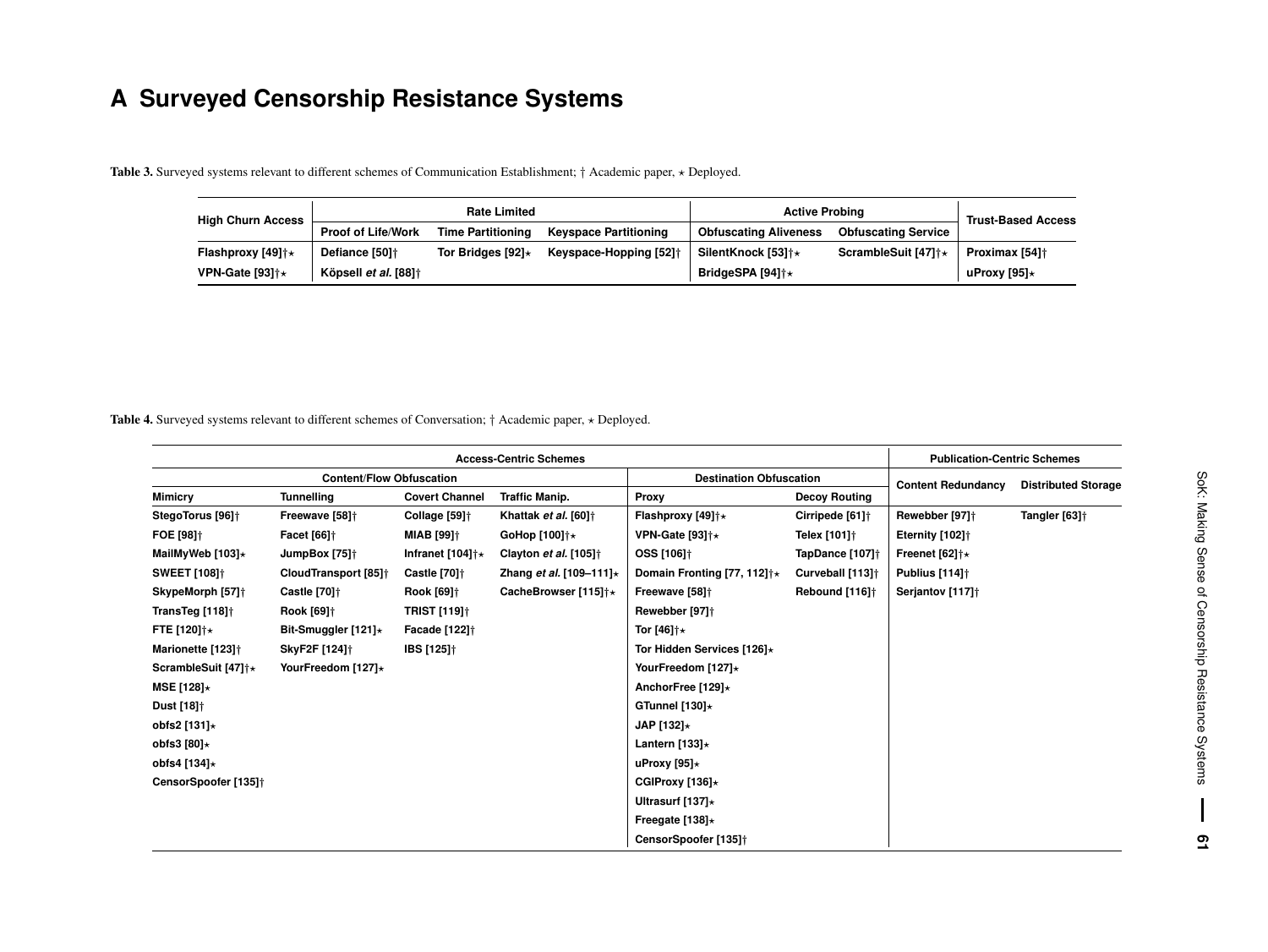# A Surveyed Censorship Resistance Systems

**Table 3.** Surveyed systems relevant to different schemes of Communication Establishment; † Academic paper, ⋆ Deployed.

| High Churn Access | Rate Limited | | | Active Probing | | Trust-Based Access |
|---|---|---|---|---|---|---|
| | Proof of Life/Work | Time Partitioning | Keyspace Partitioning | Obfuscating Aliveness | Obfuscating Service | |
| Flashproxy [49]†⋆ | Defiance [50]† | Tor Bridges [92]⋆ | Keyspace-Hopping [52]† | SilentKnock [53]†⋆ | ScrambleSuit [47]†⋆ | Proximax [54]† |
| VPN-Gate [93]†⋆ | Köpsell *et al.* [88]† | | | BridgeSPA [94]†⋆ | | uProxy [95]⋆ |

**Table 4.** Surveyed systems relevant to different schemes of Conversation; † Academic paper, ⋆ Deployed.

| Access-Centric Schemes | | | | | | Publication-Centric Schemes | |
|---|---|---|---|---|---|---|---|
| Content/Flow Obfuscation | | | | Destination Obfuscation | | Content Redundancy | Distributed Storage |
| Mimicry | Tunnelling | Covert Channel | Traffic Manip. | Proxy | Decoy Routing | | |
| StegoTorus [96]† | Freewave [58]† | Collage [59]† | Khattak *et al.* [60]† | Flashproxy [49]†⋆ | Cirripede [61]† | Rewebber [97]† | Tangler [63]† |
| FOE [98]† | Facet [66]† | MIAB [99]† | GoHop [100]†⋆ | VPN-Gate [93]†⋆ | Telex [101]† | Eternity [102]† | |
| MailMyWeb [103]⋆ | JumpBox [75]† | Infranet [104]†⋆ | Clayton *et al.* [105]† | OSS [106]† | TapDance [107]† | Freenet [62]†⋆ | |
| SWEET [108]† | CloudTransport [85]† | Castle [70]† | Zhang *et al.* [109–111]⋆ | Domain Fronting [77, 112]†⋆ | Curveball [113]† | Publius [114]† | |
| SkypeMorph [57]† | Castle [70]† | Rook [69]† | CacheBrowser [115]†⋆ | Freewave [58]† | Rebound [116]† | Serjantov [117]† | |
| TransTeg [118]† | Rook [69]† | TRIST [119]† | | Rewebber [97]† | | | |
| FTE [120]†⋆ | Bit-Smuggler [121]⋆ | Facade [122]† | | Tor [46]†⋆ | | | |
| Marionette [123]† | SkyF2F [124]† | IBS [125]† | | Tor Hidden Services [126]⋆ | | | |
| ScrambleSuit [47]†⋆ | YourFreedom [127]⋆ | | | YourFreedom [127]⋆ | | | |
| MSE [128]⋆ | | | | AnchorFree [129]⋆ | | | |
| Dust [18]† | | | | GTunnel [130]⋆ | | | |
| obfs2 [131]⋆ | | | | JAP [132]⋆ | | | |
| obfs3 [80]⋆ | | | | Lantern [133]⋆ | | | |
| obfs4 [134]⋆ | | | | uProxy [95]⋆ | | | |
| CensorSpoofer [135]† | | | | CGIProxy [136]⋆ | | | |
| | | | | Ultrasurf [137]⋆ | | | |
| | | | | Freegate [138]⋆ | | | |
| | | | | CensorSpoofer [135]† | | | |